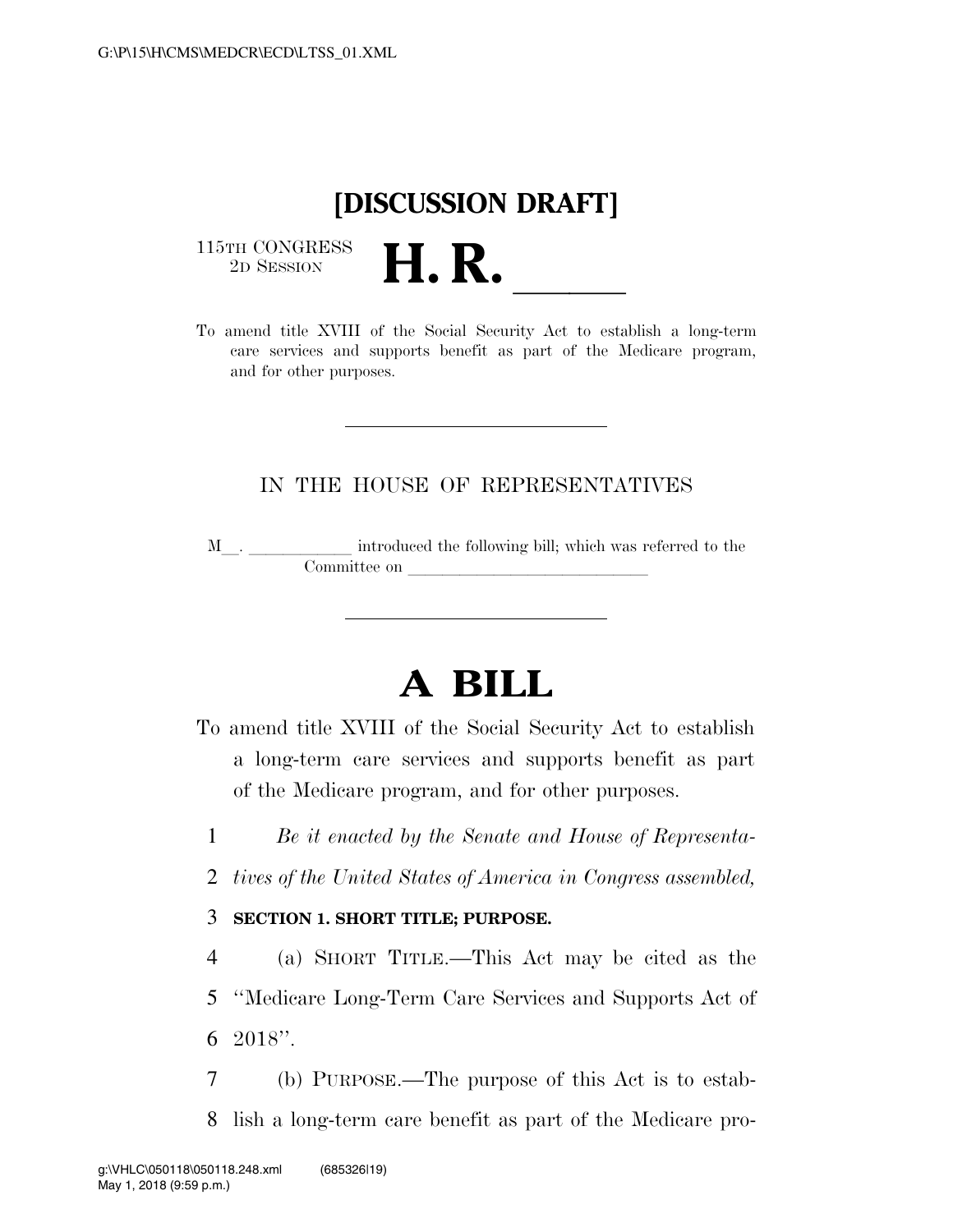**[DISCUSSION DRAFT]**

115TH CONGRESS
2D SESSION

# H. R. ______

To amend title XVIII of the Social Security Act to establish a long-term care services and supports benefit as part of the Medicare program, and for other purposes.

---

IN THE HOUSE OF REPRESENTATIVES

M__. ____________ introduced the following bill; which was referred to the Committee on ____________________________

---

# A BILL

To amend title XVIII of the Social Security Act to establish a long-term care services and supports benefit as part of the Medicare program, and for other purposes.

1 *Be it enacted by the Senate and House of Representa-*
2 *tives of the United States of America in Congress assembled,*

3 **SECTION 1. SHORT TITLE; PURPOSE.**

4 (a) SHORT TITLE.—This Act may be cited as the
5 ''Medicare Long-Term Care Services and Supports Act of
6 2018''.

7 (b) PURPOSE.—The purpose of this Act is to estab-
8 lish a long-term care benefit as part of the Medicare pro-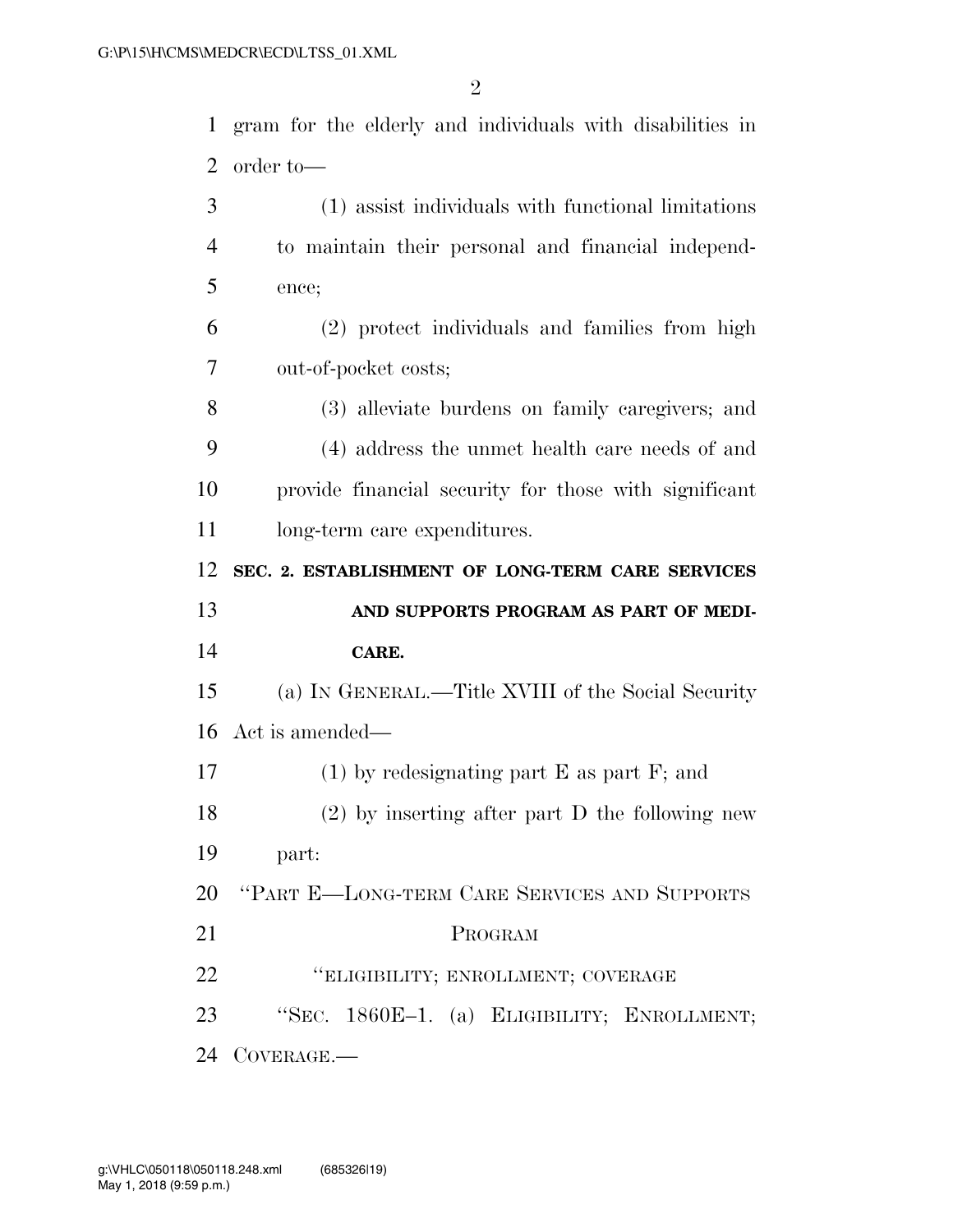gram for the elderly and individuals with disabilities in order to—

(1) assist individuals with functional limitations to maintain their personal and financial independence;

(2) protect individuals and families from high out-of-pocket costs;

(3) alleviate burdens on family caregivers; and

(4) address the unmet health care needs of and provide financial security for those with significant long-term care expenditures.

**SEC. 2. ESTABLISHMENT OF LONG-TERM CARE SERVICES AND SUPPORTS PROGRAM AS PART OF MEDICARE.**

(a) IN GENERAL.—Title XVIII of the Social Security Act is amended—

(1) by redesignating part E as part F; and

(2) by inserting after part D the following new part:

"PART E—LONG-TERM CARE SERVICES AND SUPPORTS PROGRAM

"ELIGIBILITY; ENROLLMENT; COVERAGE

"SEC. 1860E–1. (a) ELIGIBILITY; ENROLLMENT; COVERAGE.—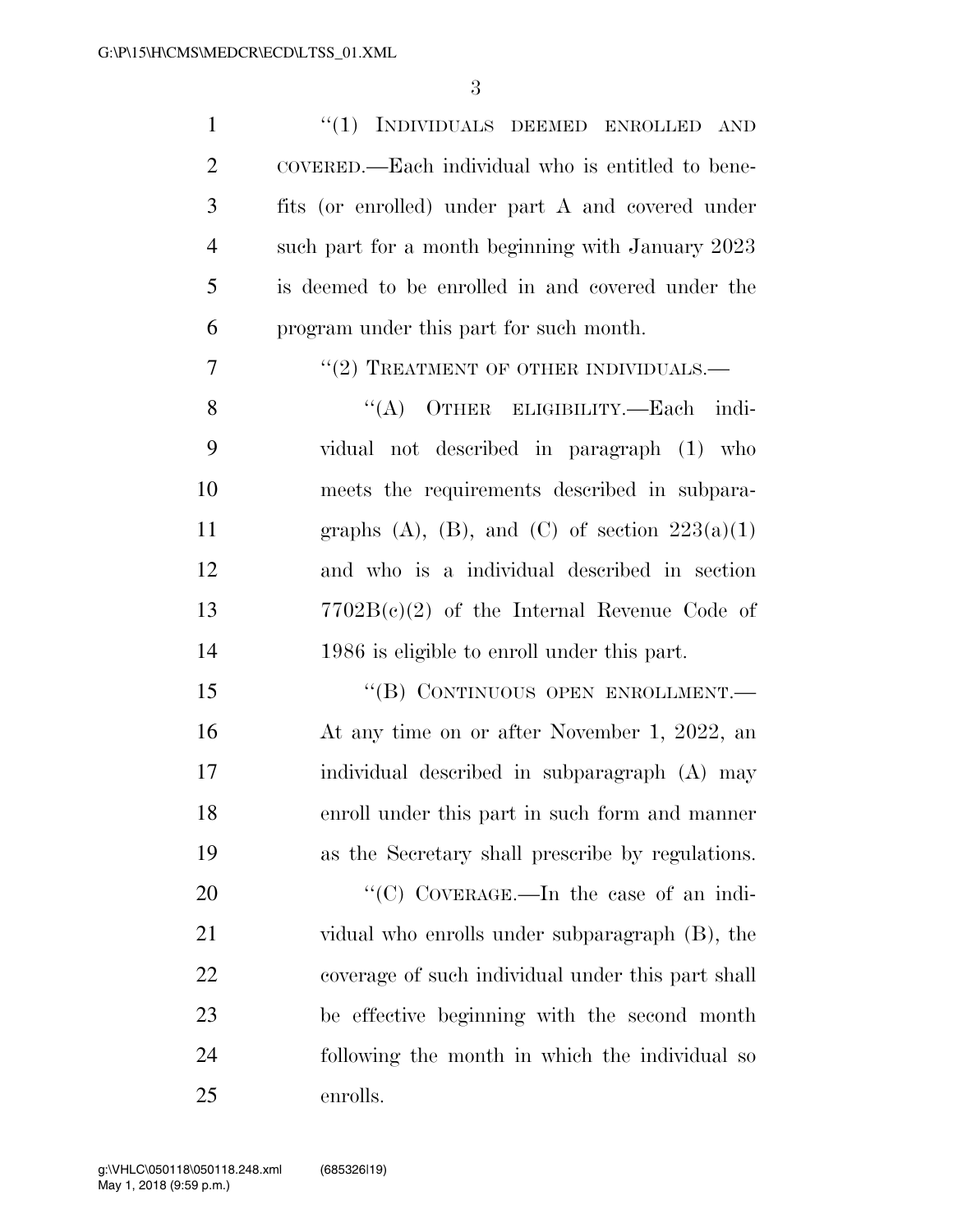"(1) INDIVIDUALS DEEMED ENROLLED AND COVERED.—Each individual who is entitled to benefits (or enrolled) under part A and covered under such part for a month beginning with January 2023 is deemed to be enrolled in and covered under the program under this part for such month.

"(2) TREATMENT OF OTHER INDIVIDUALS.—

"(A) OTHER ELIGIBILITY.—Each individual not described in paragraph (1) who meets the requirements described in subparagraphs (A), (B), and (C) of section 223(a)(1) and who is a individual described in section 7702B(c)(2) of the Internal Revenue Code of 1986 is eligible to enroll under this part.

"(B) CONTINUOUS OPEN ENROLLMENT.—At any time on or after November 1, 2022, an individual described in subparagraph (A) may enroll under this part in such form and manner as the Secretary shall prescribe by regulations.

"(C) COVERAGE.—In the case of an individual who enrolls under subparagraph (B), the coverage of such individual under this part shall be effective beginning with the second month following the month in which the individual so enrolls.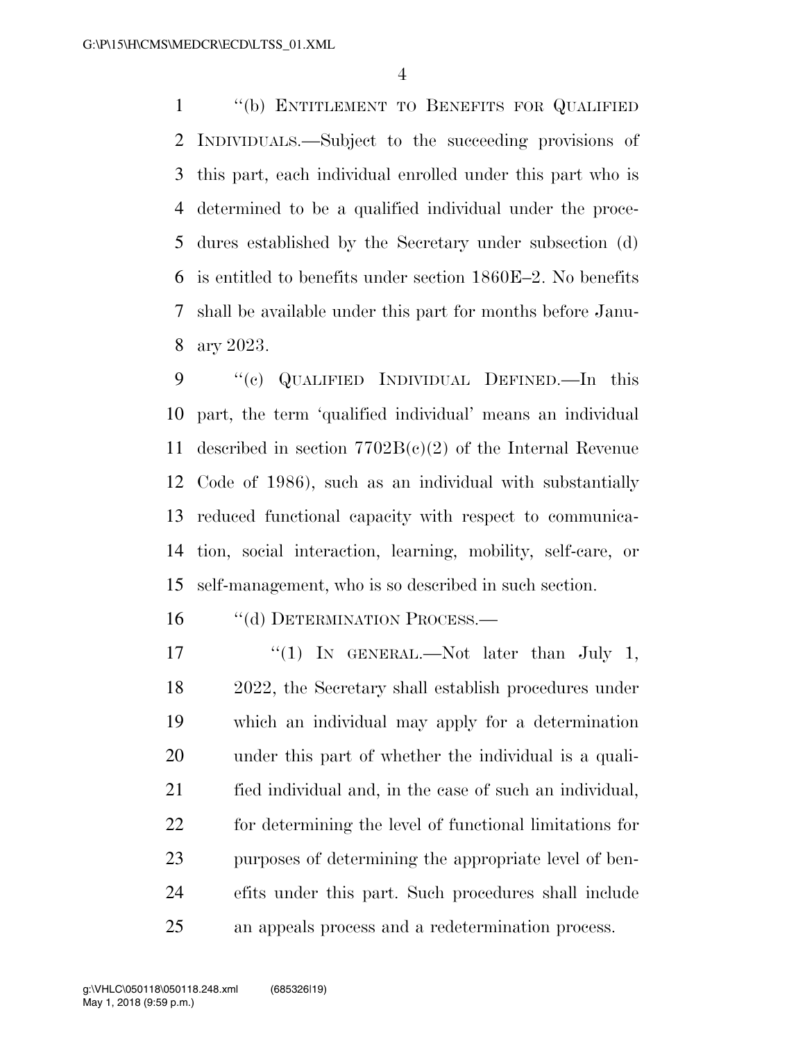"(b) ENTITLEMENT TO BENEFITS FOR QUALIFIED INDIVIDUALS.—Subject to the succeeding provisions of this part, each individual enrolled under this part who is determined to be a qualified individual under the procedures established by the Secretary under subsection (d) is entitled to benefits under section 1860E–2. No benefits shall be available under this part for months before January 2023.

"(c) QUALIFIED INDIVIDUAL DEFINED.—In this part, the term 'qualified individual' means an individual described in section 7702B(c)(2) of the Internal Revenue Code of 1986), such as an individual with substantially reduced functional capacity with respect to communication, social interaction, learning, mobility, self-care, or self-management, who is so described in such section.

"(d) DETERMINATION PROCESS.—

"(1) IN GENERAL.—Not later than July 1, 2022, the Secretary shall establish procedures under which an individual may apply for a determination under this part of whether the individual is a qualified individual and, in the case of such an individual, for determining the level of functional limitations for purposes of determining the appropriate level of benefits under this part. Such procedures shall include an appeals process and a redetermination process.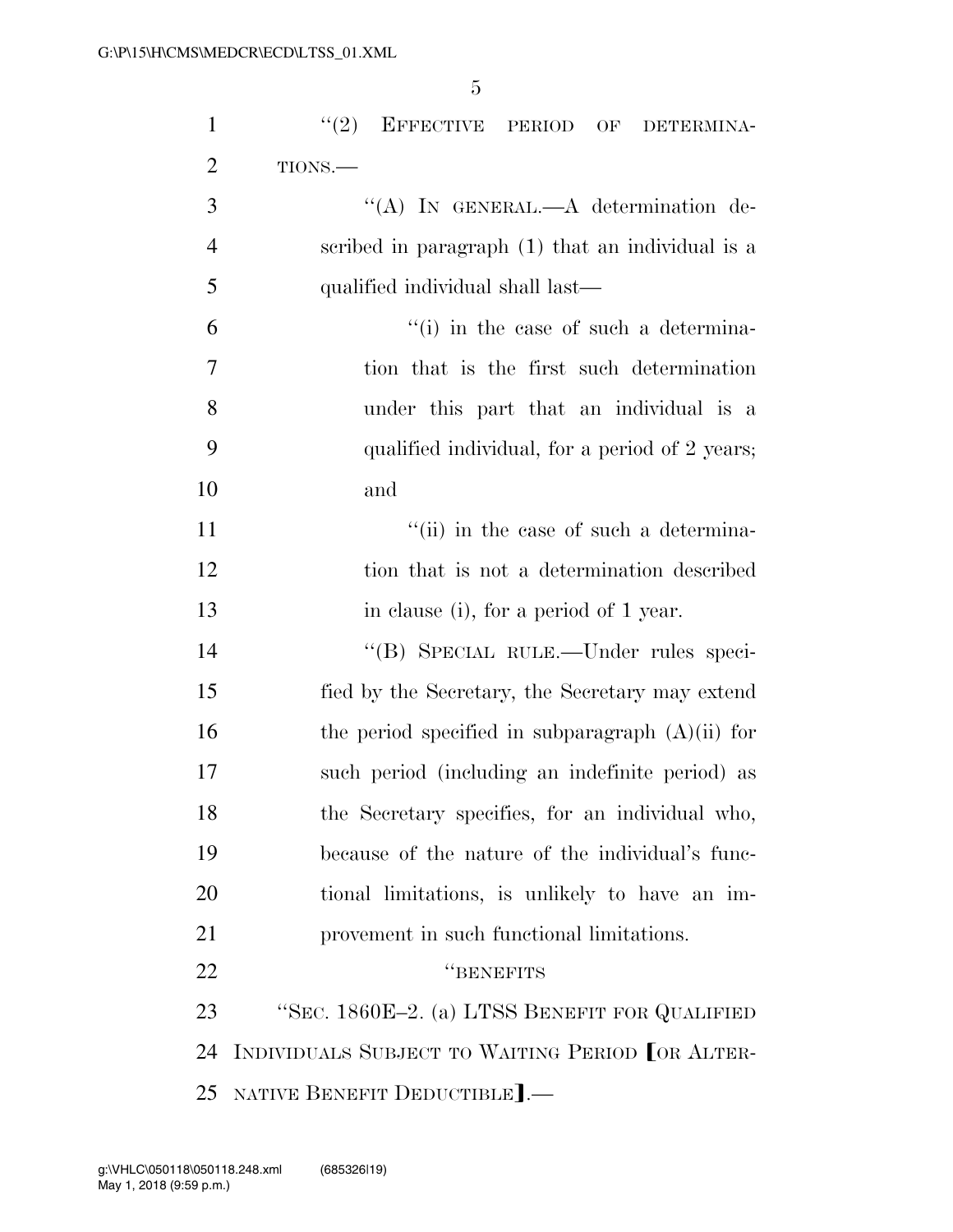"(2) EFFECTIVE PERIOD OF DETERMINATIONS.—

"(A) IN GENERAL.—A determination described in paragraph (1) that an individual is a qualified individual shall last—

"(i) in the case of such a determination that is the first such determination under this part that an individual is a qualified individual, for a period of 2 years; and

"(ii) in the case of such a determination that is not a determination described in clause (i), for a period of 1 year.

"(B) SPECIAL RULE.—Under rules specified by the Secretary, the Secretary may extend the period specified in subparagraph (A)(ii) for such period (including an indefinite period) as the Secretary specifies, for an individual who, because of the nature of the individual's functional limitations, is unlikely to have an improvement in such functional limitations.

"BENEFITS

"SEC. 1860E–2. (a) LTSS BENEFIT FOR QUALIFIED INDIVIDUALS SUBJECT TO WAITING PERIOD [OR ALTERNATIVE BENEFIT DEDUCTIBLE].—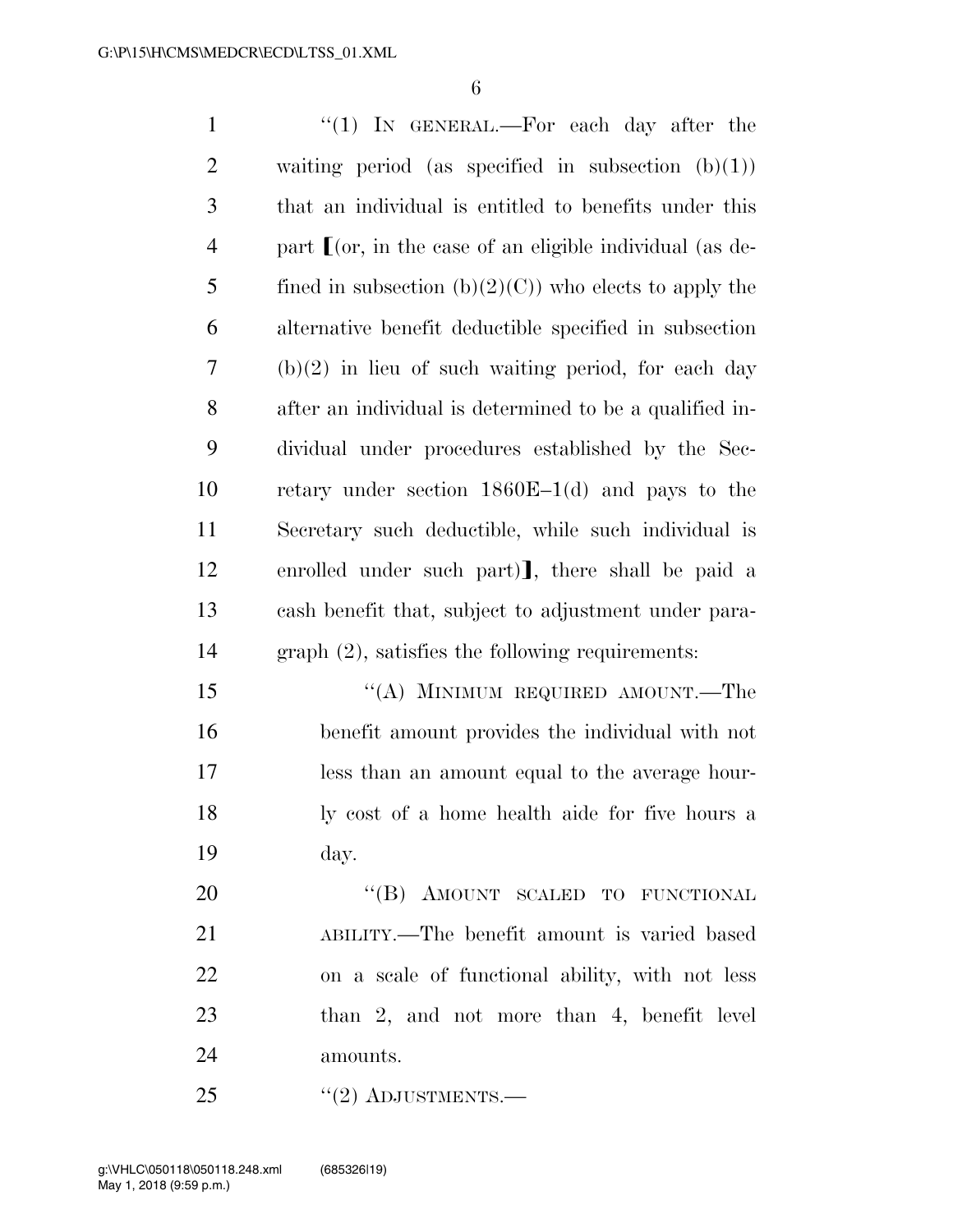''(1) IN GENERAL.—For each day after the waiting period (as specified in subsection (b)(1)) that an individual is entitled to benefits under this part ⟦(or, in the case of an eligible individual (as defined in subsection (b)(2)(C)) who elects to apply the alternative benefit deductible specified in subsection (b)(2) in lieu of such waiting period, for each day after an individual is determined to be a qualified individual under procedures established by the Secretary under section 1860E–1(d) and pays to the Secretary such deductible, while such individual is enrolled under such part)⟧, there shall be paid a cash benefit that, subject to adjustment under paragraph (2), satisfies the following requirements:

''(A) MINIMUM REQUIRED AMOUNT.—The benefit amount provides the individual with not less than an amount equal to the average hourly cost of a home health aide for five hours a day.

''(B) AMOUNT SCALED TO FUNCTIONAL ABILITY.—The benefit amount is varied based on a scale of functional ability, with not less than 2, and not more than 4, benefit level amounts.

''(2) ADJUSTMENTS.—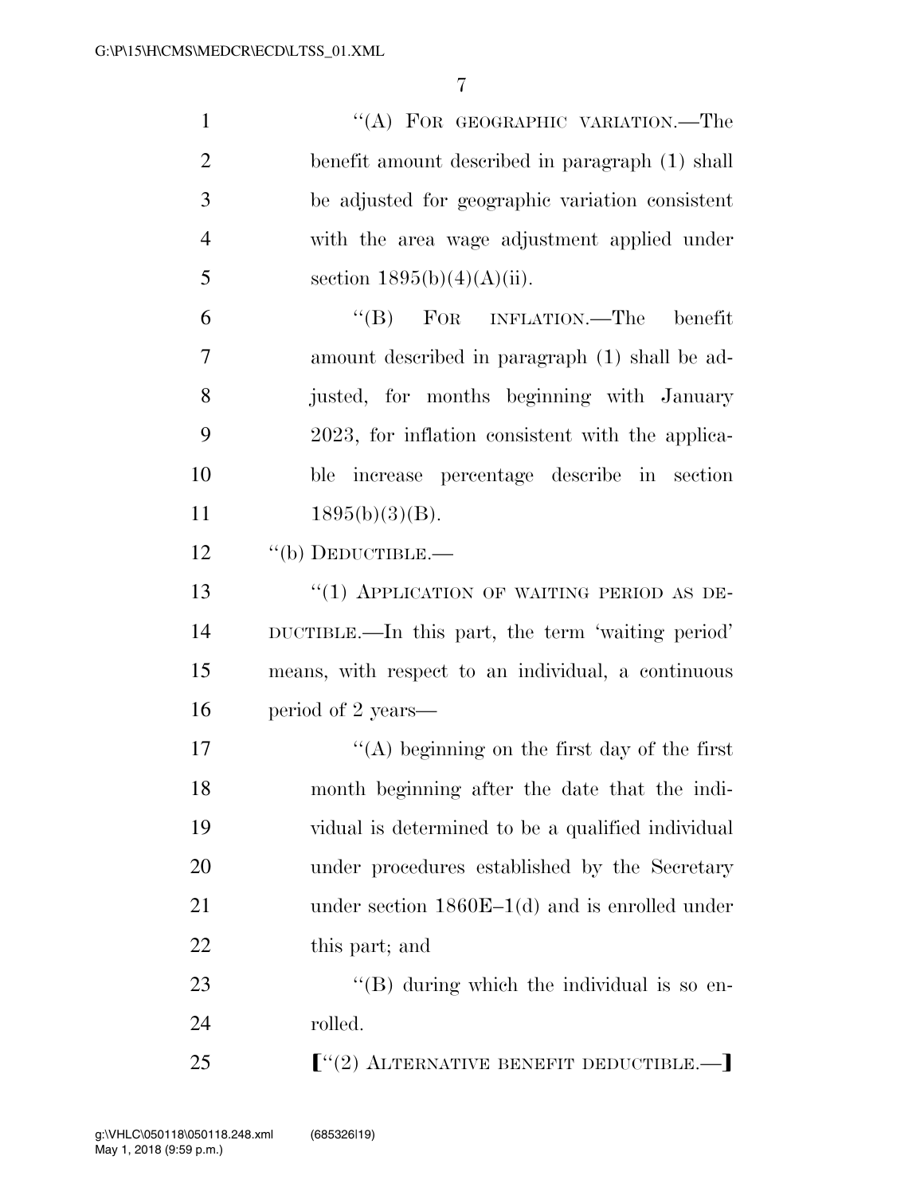"(A) FOR GEOGRAPHIC VARIATION.—The benefit amount described in paragraph (1) shall be adjusted for geographic variation consistent with the area wage adjustment applied under section 1895(b)(4)(A)(ii).

"(B) FOR INFLATION.—The benefit amount described in paragraph (1) shall be adjusted, for months beginning with January 2023, for inflation consistent with the applicable increase percentage describe in section 1895(b)(3)(B).

"(b) DEDUCTIBLE.—

"(1) APPLICATION OF WAITING PERIOD AS DEDUCTIBLE.—In this part, the term 'waiting period' means, with respect to an individual, a continuous period of 2 years—

"(A) beginning on the first day of the first month beginning after the date that the individual is determined to be a qualified individual under procedures established by the Secretary under section 1860E–1(d) and is enrolled under this part; and

"(B) during which the individual is so enrolled.

["(2) ALTERNATIVE BENEFIT DEDUCTIBLE.—]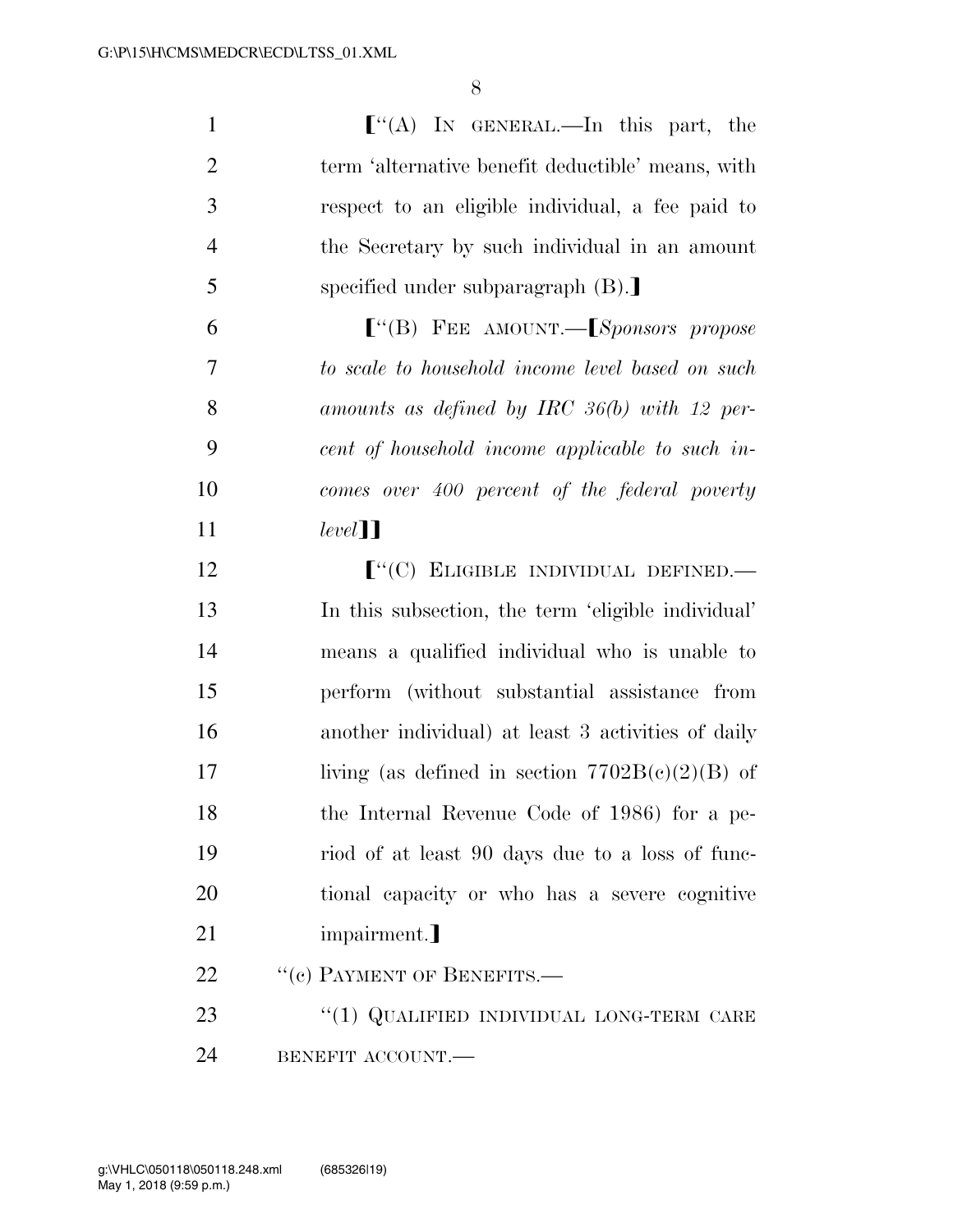⟦"(A) IN GENERAL.—In this part, the term 'alternative benefit deductible' means, with respect to an eligible individual, a fee paid to the Secretary by such individual in an amount specified under subparagraph (B).⟧

⟦"(B) FEE AMOUNT.—⟦*Sponsors propose to scale to household income level based on such amounts as defined by IRC 36(b) with 12 percent of household income applicable to such incomes over 400 percent of the federal poverty level*⟧⟧

⟦"(C) ELIGIBLE INDIVIDUAL DEFINED.—In this subsection, the term 'eligible individual' means a qualified individual who is unable to perform (without substantial assistance from another individual) at least 3 activities of daily living (as defined in section 7702B(c)(2)(B) of the Internal Revenue Code of 1986) for a period of at least 90 days due to a loss of functional capacity or who has a severe cognitive impairment.⟧

"(c) PAYMENT OF BENEFITS.—

"(1) QUALIFIED INDIVIDUAL LONG-TERM CARE BENEFIT ACCOUNT.—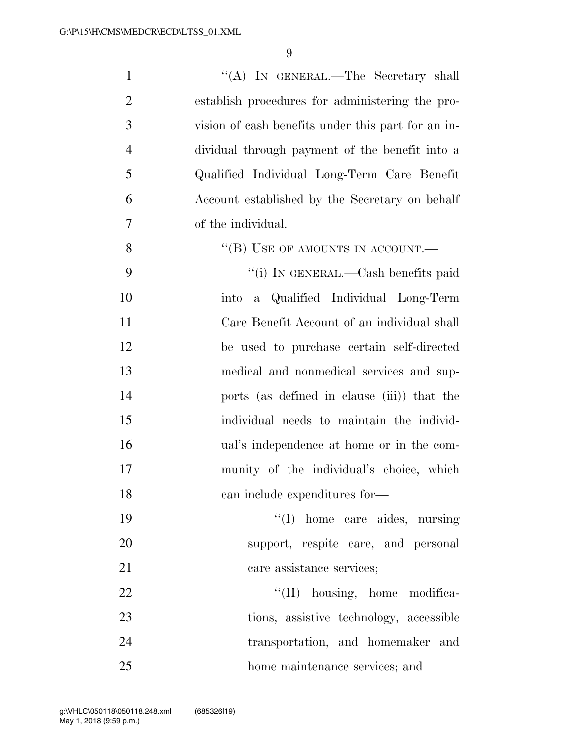''(A) IN GENERAL.—The Secretary shall establish procedures for administering the provision of cash benefits under this part for an individual through payment of the benefit into a Qualified Individual Long-Term Care Benefit Account established by the Secretary on behalf of the individual.

''(B) USE OF AMOUNTS IN ACCOUNT.—

''(i) IN GENERAL.—Cash benefits paid into a Qualified Individual Long-Term Care Benefit Account of an individual shall be used to purchase certain self-directed medical and nonmedical services and supports (as defined in clause (iii)) that the individual needs to maintain the individual's independence at home or in the community of the individual's choice, which can include expenditures for—

''(I) home care aides, nursing support, respite care, and personal care assistance services;

''(II) housing, home modifications, assistive technology, accessible transportation, and homemaker and home maintenance services; and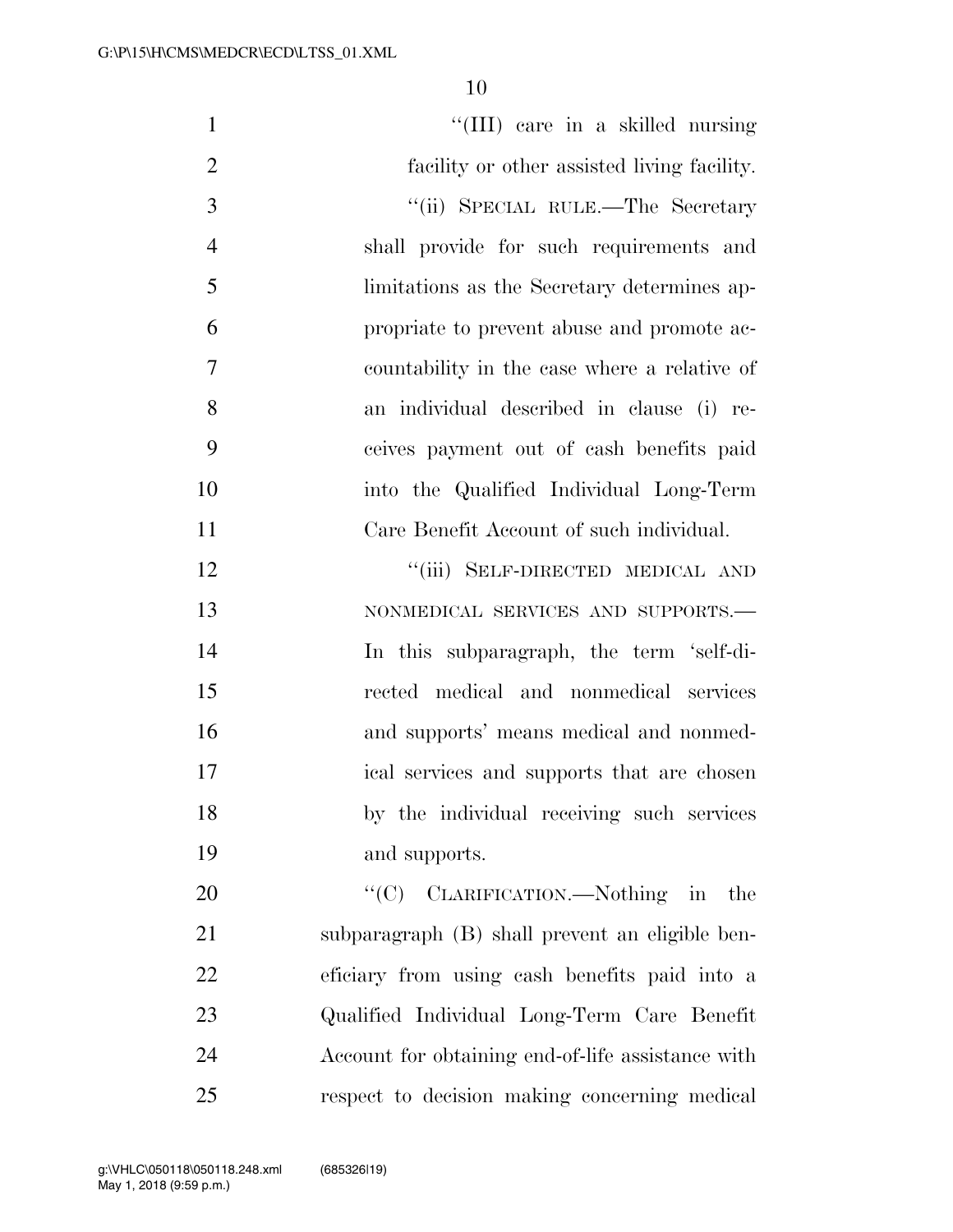"(III) care in a skilled nursing facility or other assisted living facility.

"(ii) SPECIAL RULE.—The Secretary shall provide for such requirements and limitations as the Secretary determines appropriate to prevent abuse and promote accountability in the case where a relative of an individual described in clause (i) receives payment out of cash benefits paid into the Qualified Individual Long-Term Care Benefit Account of such individual.

"(iii) SELF-DIRECTED MEDICAL AND NONMEDICAL SERVICES AND SUPPORTS.— In this subparagraph, the term 'self-directed medical and nonmedical services and supports' means medical and nonmedical services and supports that are chosen by the individual receiving such services and supports.

"(C) CLARIFICATION.—Nothing in the subparagraph (B) shall prevent an eligible beneficiary from using cash benefits paid into a Qualified Individual Long-Term Care Benefit Account for obtaining end-of-life assistance with respect to decision making concerning medical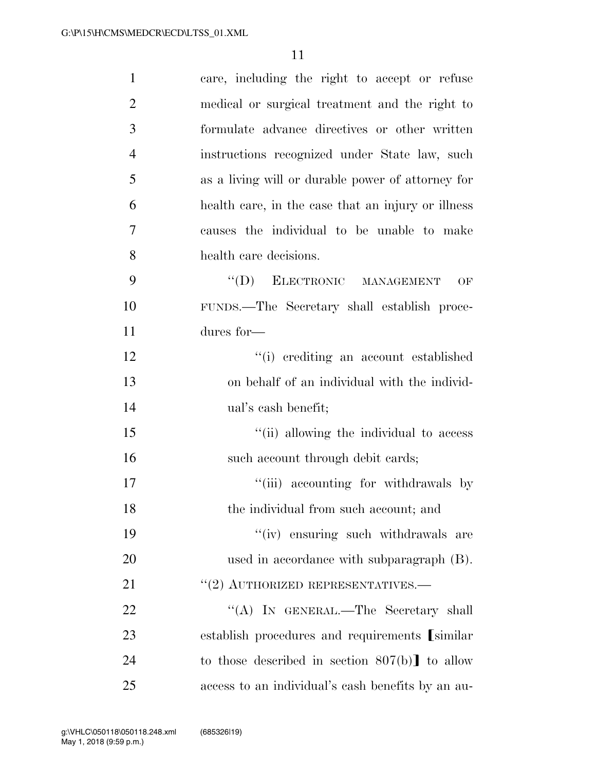care, including the right to accept or refuse medical or surgical treatment and the right to formulate advance directives or other written instructions recognized under State law, such as a living will or durable power of attorney for health care, in the case that an injury or illness causes the individual to be unable to make health care decisions.

''(D) ELECTRONIC MANAGEMENT OF FUNDS.—The Secretary shall establish procedures for—

''(i) crediting an account established on behalf of an individual with the individual's cash benefit;

''(ii) allowing the individual to access such account through debit cards;

''(iii) accounting for withdrawals by the individual from such account; and

''(iv) ensuring such withdrawals are used in accordance with subparagraph (B).

''(2) AUTHORIZED REPRESENTATIVES.—

''(A) IN GENERAL.—The Secretary shall establish procedures and requirements [similar to those described in section 807(b)] to allow access to an individual's cash benefits by an au-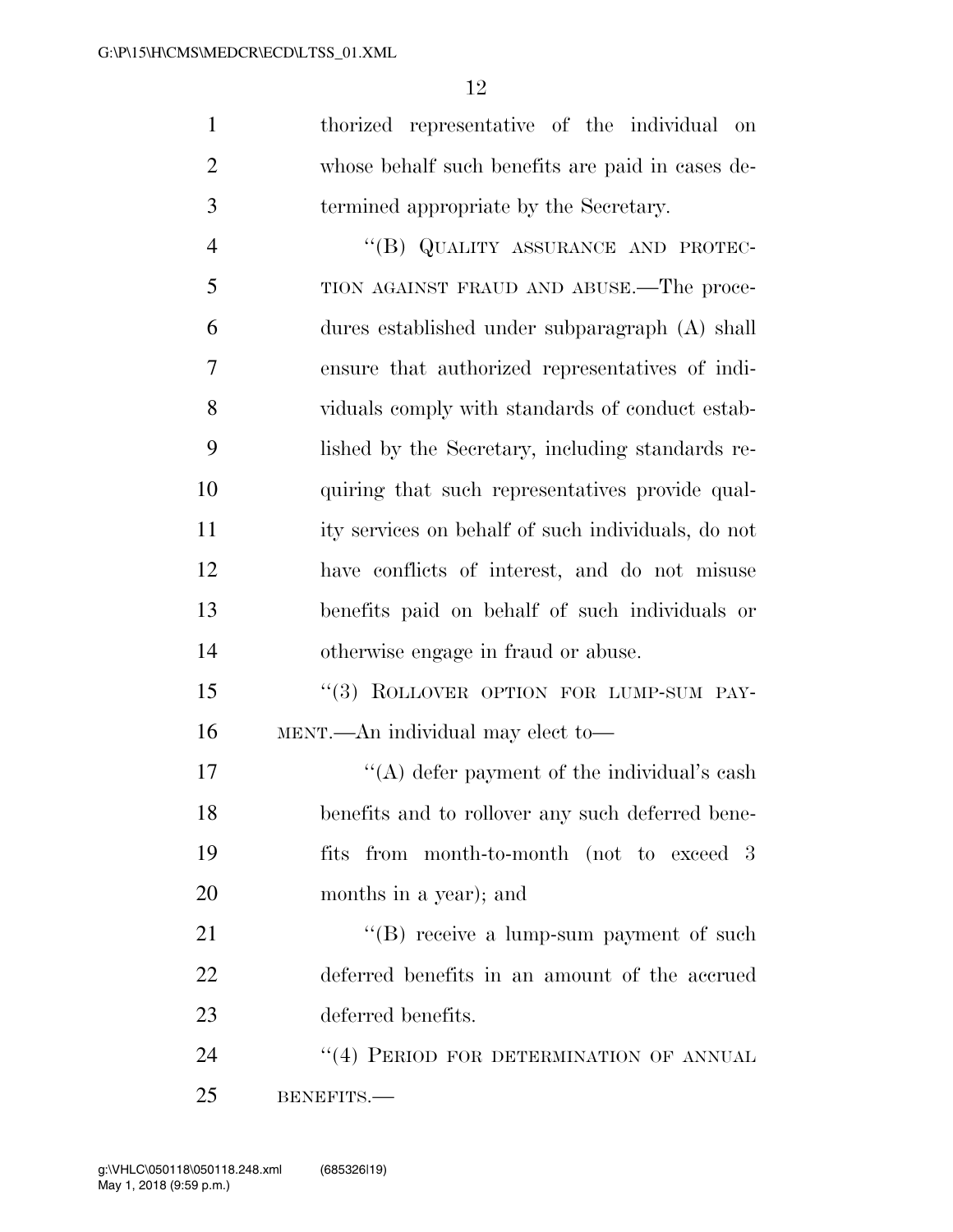thorized representative of the individual on whose behalf such benefits are paid in cases determined appropriate by the Secretary.

"(B) QUALITY ASSURANCE AND PROTECTION AGAINST FRAUD AND ABUSE.—The procedures established under subparagraph (A) shall ensure that authorized representatives of individuals comply with standards of conduct established by the Secretary, including standards requiring that such representatives provide quality services on behalf of such individuals, do not have conflicts of interest, and do not misuse benefits paid on behalf of such individuals or otherwise engage in fraud or abuse.

"(3) ROLLOVER OPTION FOR LUMP-SUM PAYMENT.—An individual may elect to—

"(A) defer payment of the individual's cash benefits and to rollover any such deferred benefits from month-to-month (not to exceed 3 months in a year); and

"(B) receive a lump-sum payment of such deferred benefits in an amount of the accrued deferred benefits.

"(4) PERIOD FOR DETERMINATION OF ANNUAL BENEFITS.—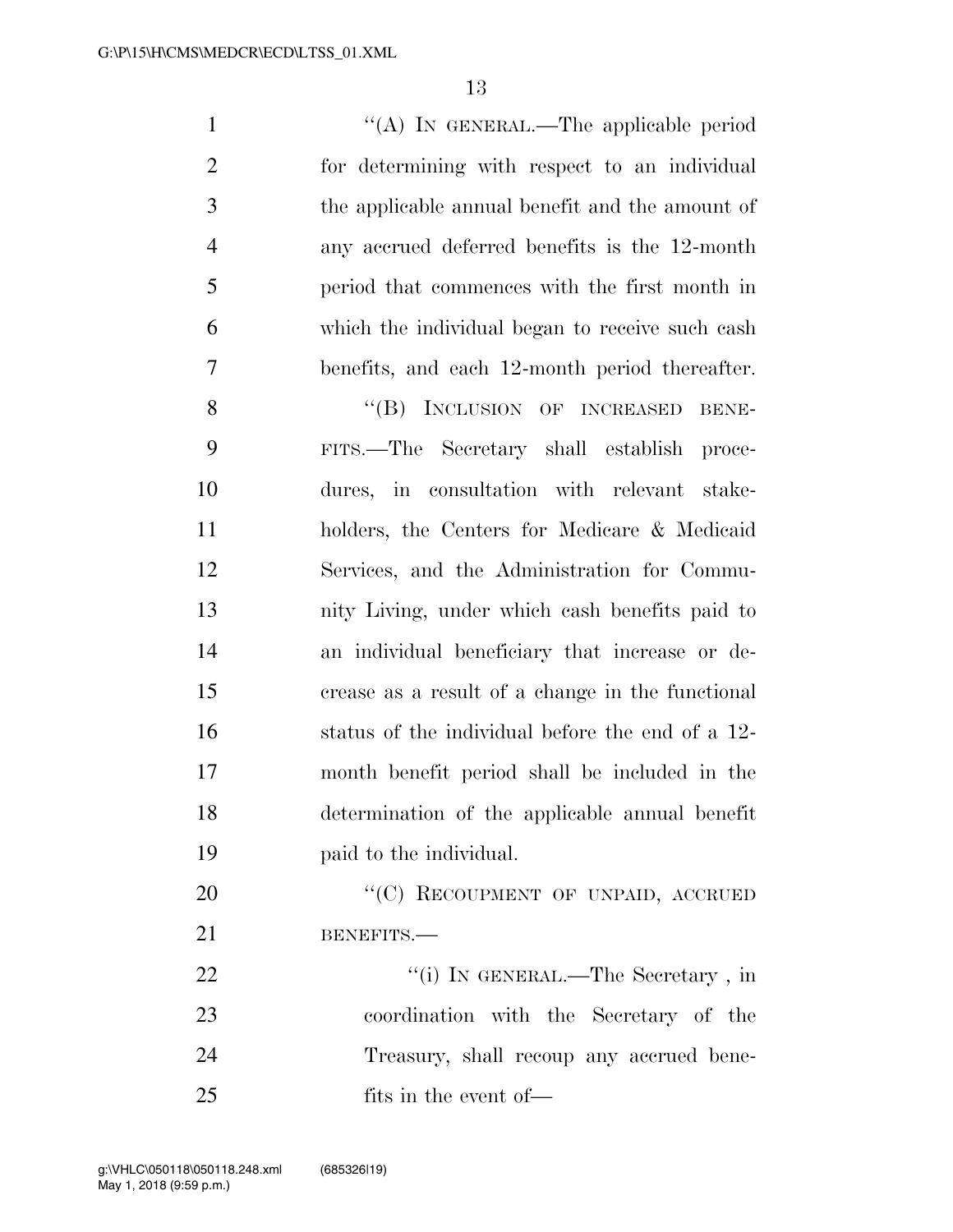"(A) IN GENERAL.—The applicable period for determining with respect to an individual the applicable annual benefit and the amount of any accrued deferred benefits is the 12-month period that commences with the first month in which the individual began to receive such cash benefits, and each 12-month period thereafter.

"(B) INCLUSION OF INCREASED BENEFITS.—The Secretary shall establish procedures, in consultation with relevant stakeholders, the Centers for Medicare & Medicaid Services, and the Administration for Community Living, under which cash benefits paid to an individual beneficiary that increase or decrease as a result of a change in the functional status of the individual before the end of a 12-month benefit period shall be included in the determination of the applicable annual benefit paid to the individual.

"(C) RECOUPMENT OF UNPAID, ACCRUED BENEFITS.—

"(i) IN GENERAL.—The Secretary , in coordination with the Secretary of the Treasury, shall recoup any accrued benefits in the event of—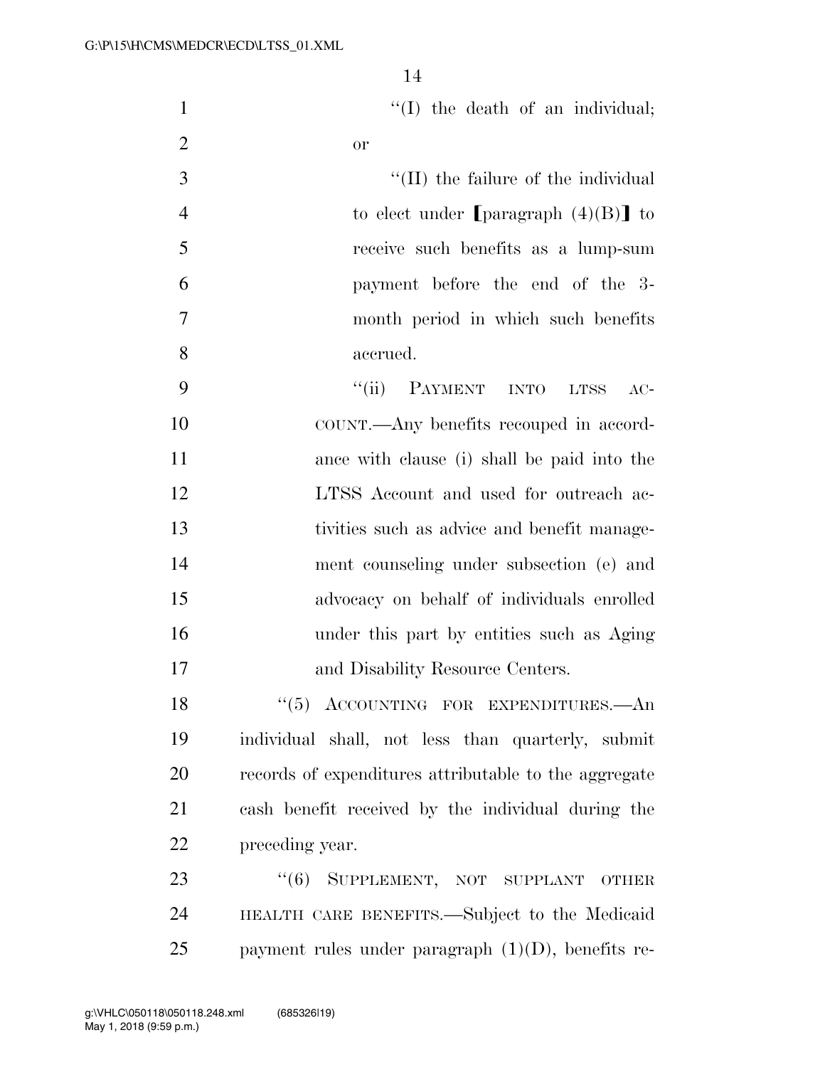"(I) the death of an individual; or

"(II) the failure of the individual to elect under [paragraph (4)(B)] to receive such benefits as a lump-sum payment before the end of the 3-month period in which such benefits accrued.

"(ii) PAYMENT INTO LTSS ACCOUNT.—Any benefits recouped in accordance with clause (i) shall be paid into the LTSS Account and used for outreach activities such as advice and benefit management counseling under subsection (e) and advocacy on behalf of individuals enrolled under this part by entities such as Aging and Disability Resource Centers.

"(5) ACCOUNTING FOR EXPENDITURES.—An individual shall, not less than quarterly, submit records of expenditures attributable to the aggregate cash benefit received by the individual during the preceding year.

"(6) SUPPLEMENT, NOT SUPPLANT OTHER HEALTH CARE BENEFITS.—Subject to the Medicaid payment rules under paragraph (1)(D), benefits re-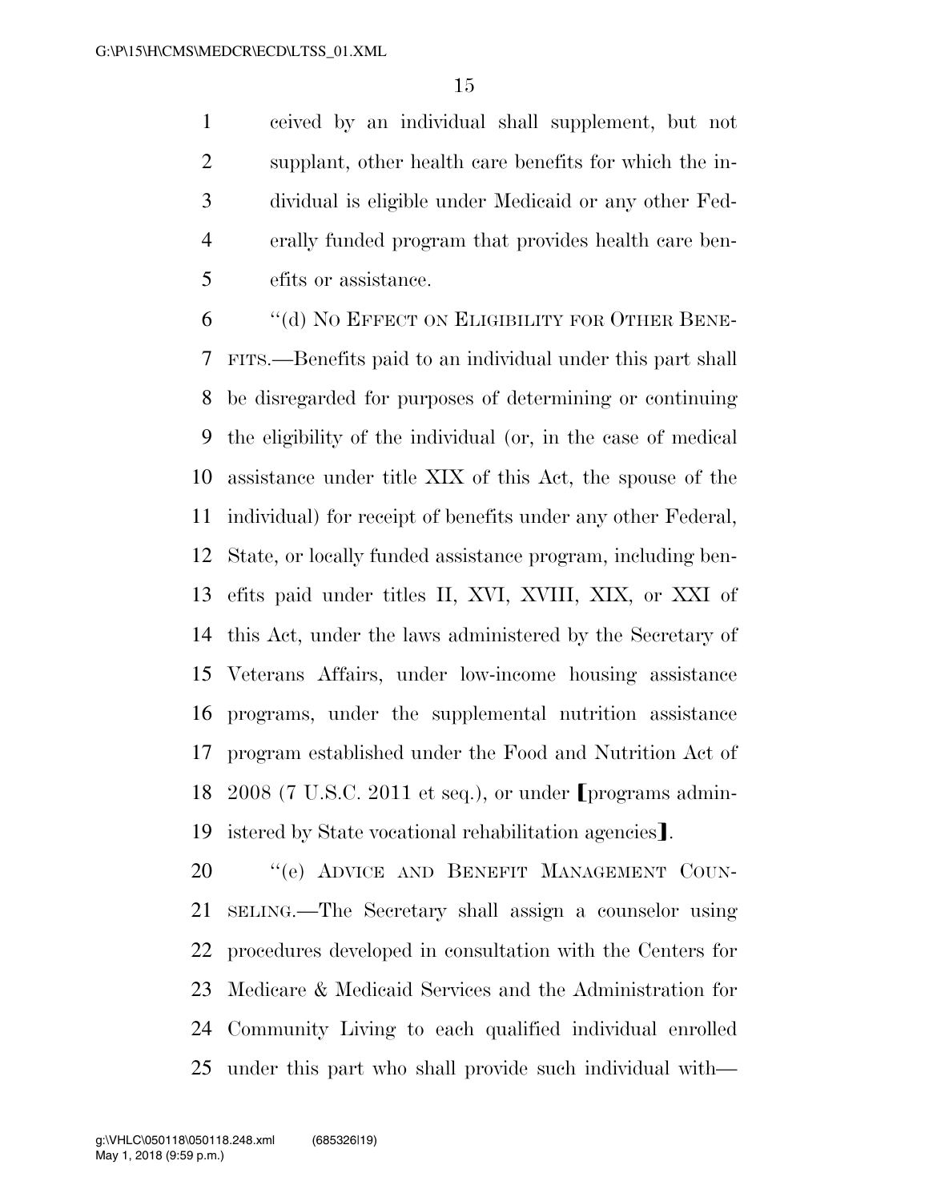ceived by an individual shall supplement, but not supplant, other health care benefits for which the individual is eligible under Medicaid or any other Federally funded program that provides health care benefits or assistance.

"(d) NO EFFECT ON ELIGIBILITY FOR OTHER BENEFITS.—Benefits paid to an individual under this part shall be disregarded for purposes of determining or continuing the eligibility of the individual (or, in the case of medical assistance under title XIX of this Act, the spouse of the individual) for receipt of benefits under any other Federal, State, or locally funded assistance program, including benefits paid under titles II, XVI, XVIII, XIX, or XXI of this Act, under the laws administered by the Secretary of Veterans Affairs, under low-income housing assistance programs, under the supplemental nutrition assistance program established under the Food and Nutrition Act of 2008 (7 U.S.C. 2011 et seq.), or under [programs administered by State vocational rehabilitation agencies].

"(e) ADVICE AND BENEFIT MANAGEMENT COUNSELING.—The Secretary shall assign a counselor using procedures developed in consultation with the Centers for Medicare & Medicaid Services and the Administration for Community Living to each qualified individual enrolled under this part who shall provide such individual with—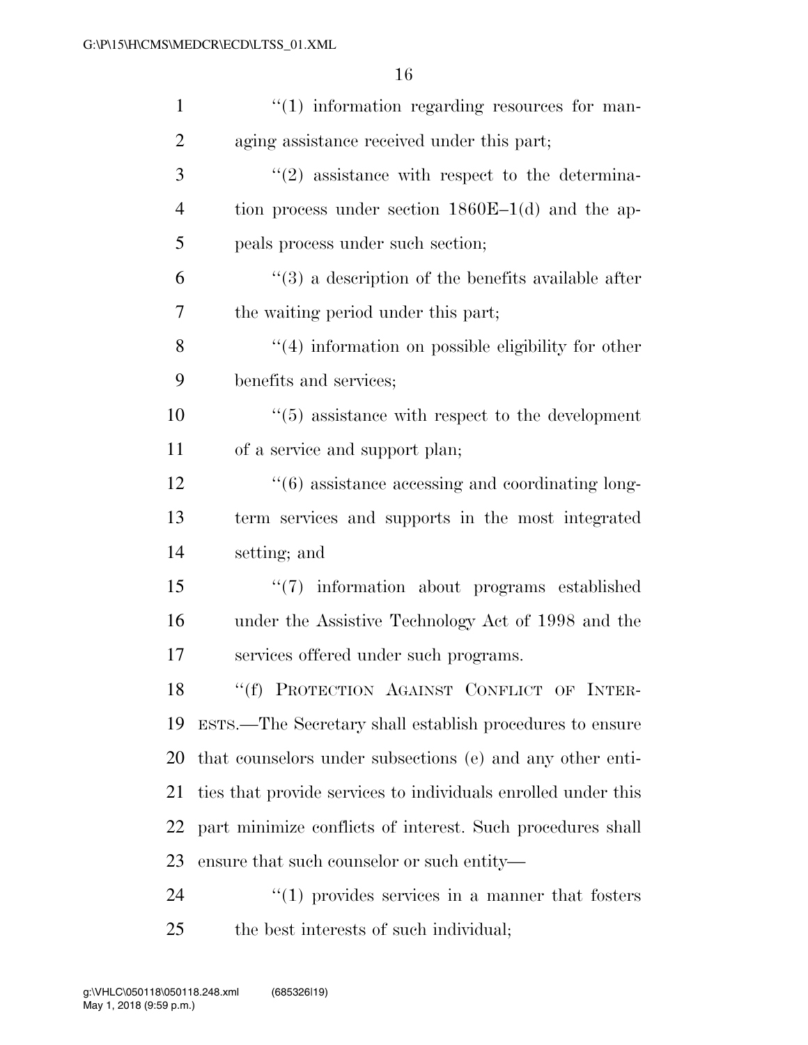"(1) information regarding resources for managing assistance received under this part;

"(2) assistance with respect to the determination process under section 1860E–1(d) and the appeals process under such section;

"(3) a description of the benefits available after the waiting period under this part;

"(4) information on possible eligibility for other benefits and services;

"(5) assistance with respect to the development of a service and support plan;

"(6) assistance accessing and coordinating long-term services and supports in the most integrated setting; and

"(7) information about programs established under the Assistive Technology Act of 1998 and the services offered under such programs.

"(f) PROTECTION AGAINST CONFLICT OF INTERESTS.—The Secretary shall establish procedures to ensure that counselors under subsections (e) and any other entities that provide services to individuals enrolled under this part minimize conflicts of interest. Such procedures shall ensure that such counselor or such entity—

"(1) provides services in a manner that fosters the best interests of such individual;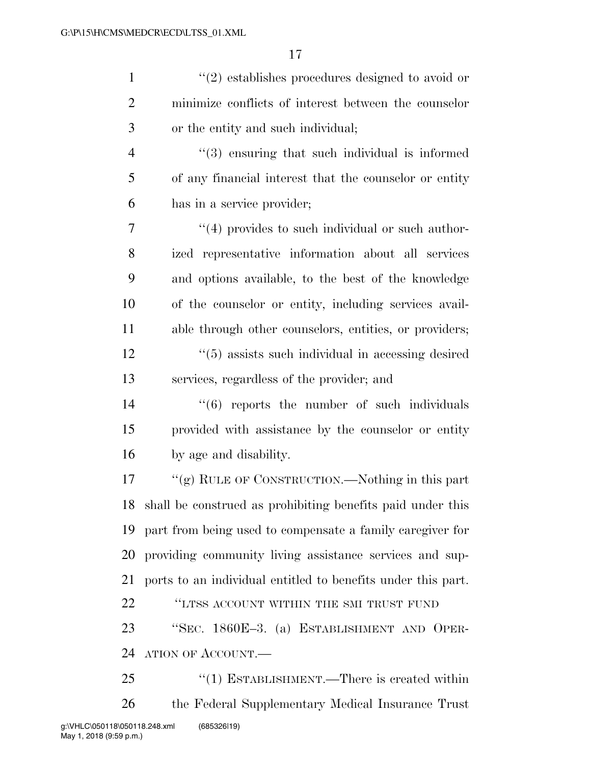"(2) establishes procedures designed to avoid or minimize conflicts of interest between the counselor or the entity and such individual;

"(3) ensuring that such individual is informed of any financial interest that the counselor or entity has in a service provider;

"(4) provides to such individual or such authorized representative information about all services and options available, to the best of the knowledge of the counselor or entity, including services available through other counselors, entities, or providers;

"(5) assists such individual in accessing desired services, regardless of the provider; and

"(6) reports the number of such individuals provided with assistance by the counselor or entity by age and disability.

"(g) RULE OF CONSTRUCTION.—Nothing in this part shall be construed as prohibiting benefits paid under this part from being used to compensate a family caregiver for providing community living assistance services and supports to an individual entitled to benefits under this part.

"LTSS ACCOUNT WITHIN THE SMI TRUST FUND

"SEC. 1860E–3. (a) ESTABLISHMENT AND OPERATION OF ACCOUNT.—

"(1) ESTABLISHMENT.—There is created within the Federal Supplementary Medical Insurance Trust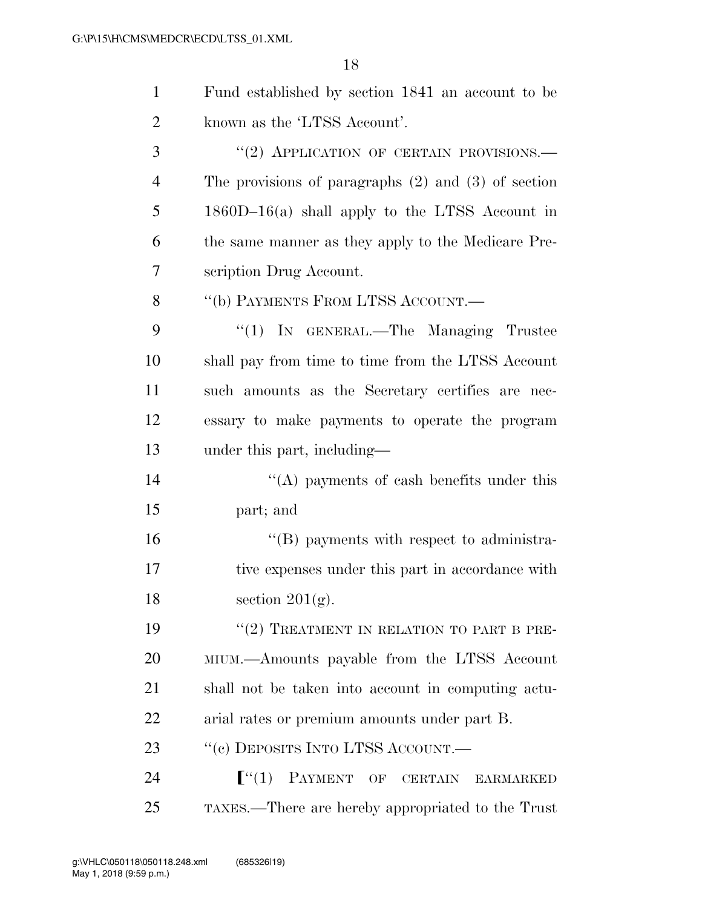Fund established by section 1841 an account to be known as the 'LTSS Account'.

"(2) APPLICATION OF CERTAIN PROVISIONS.—The provisions of paragraphs (2) and (3) of section 1860D–16(a) shall apply to the LTSS Account in the same manner as they apply to the Medicare Prescription Drug Account.

"(b) PAYMENTS FROM LTSS ACCOUNT.—

"(1) IN GENERAL.—The Managing Trustee shall pay from time to time from the LTSS Account such amounts as the Secretary certifies are necessary to make payments to operate the program under this part, including—

"(A) payments of cash benefits under this part; and

"(B) payments with respect to administrative expenses under this part in accordance with section 201(g).

"(2) TREATMENT IN RELATION TO PART B PREMIUM.—Amounts payable from the LTSS Account shall not be taken into account in computing actuarial rates or premium amounts under part B.

"(c) DEPOSITS INTO LTSS ACCOUNT.—

["(1) PAYMENT OF CERTAIN EARMARKED TAXES.—There are hereby appropriated to the Trust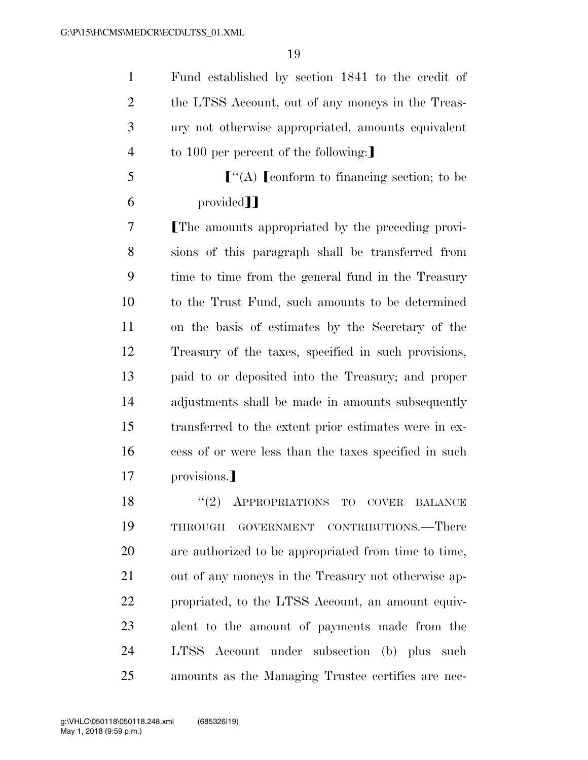Fund established by section 1841 to the credit of the LTSS Account, out of any moneys in the Treasury not otherwise appropriated, amounts equivalent to 100 per percent of the following:⟧

⟦"(A) ⟦conform to financing section; to be provided⟧⟧

⟦The amounts appropriated by the preceding provisions of this paragraph shall be transferred from time to time from the general fund in the Treasury to the Trust Fund, such amounts to be determined on the basis of estimates by the Secretary of the Treasury of the taxes, specified in such provisions, paid to or deposited into the Treasury; and proper adjustments shall be made in amounts subsequently transferred to the extent prior estimates were in excess of or were less than the taxes specified in such provisions.⟧

"(2) APPROPRIATIONS TO COVER BALANCE THROUGH GOVERNMENT CONTRIBUTIONS.—There are authorized to be appropriated from time to time, out of any moneys in the Treasury not otherwise appropriated, to the LTSS Account, an amount equivalent to the amount of payments made from the LTSS Account under subsection (b) plus such amounts as the Managing Trustee certifies are nec-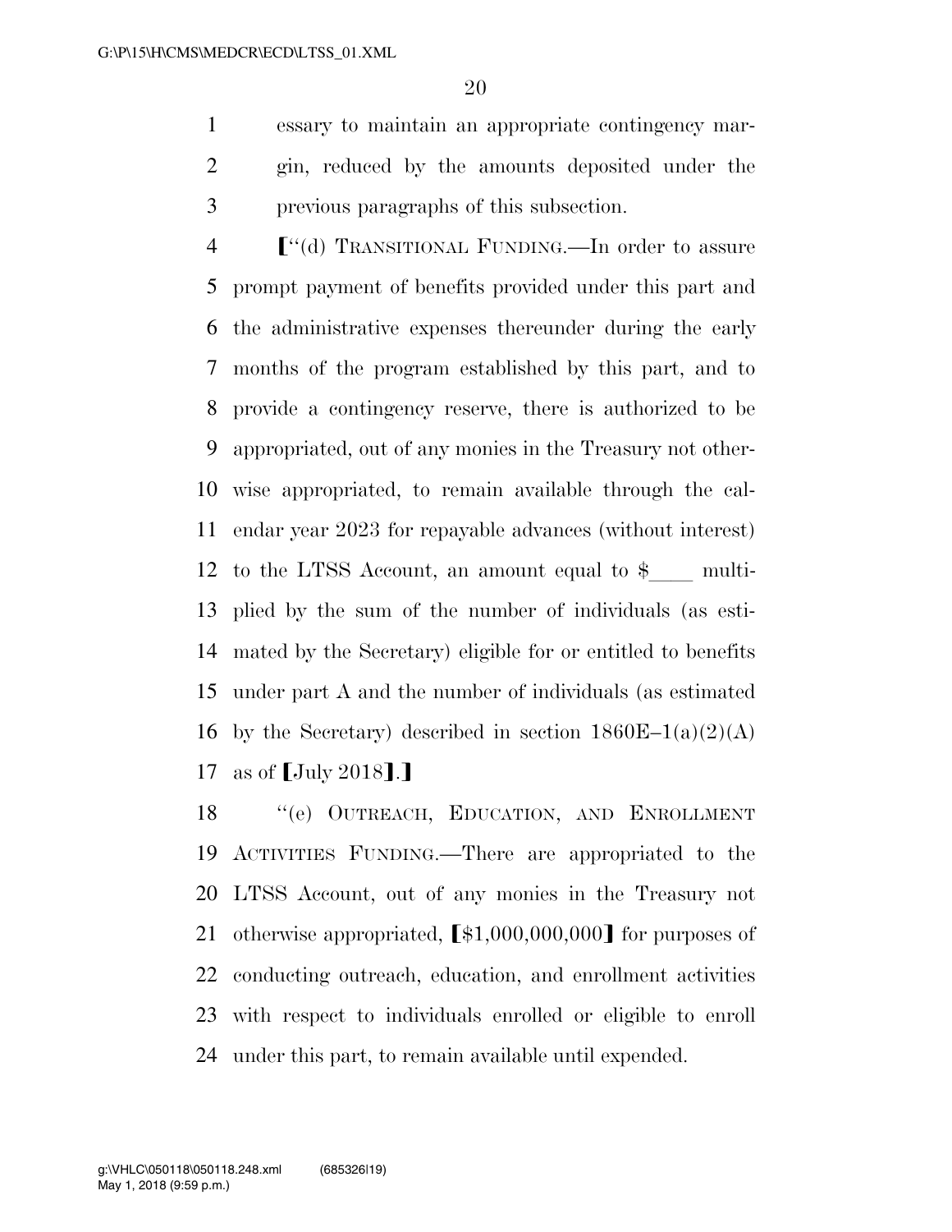essary to maintain an appropriate contingency margin, reduced by the amounts deposited under the previous paragraphs of this subsection.

【''(d) TRANSITIONAL FUNDING.—In order to assure prompt payment of benefits provided under this part and the administrative expenses thereunder during the early months of the program established by this part, and to provide a contingency reserve, there is authorized to be appropriated, out of any monies in the Treasury not otherwise appropriated, to remain available through the calendar year 2023 for repayable advances (without interest) to the LTSS Account, an amount equal to $____ multiplied by the sum of the number of individuals (as estimated by the Secretary) eligible for or entitled to benefits under part A and the number of individuals (as estimated by the Secretary) described in section 1860E–1(a)(2)(A) as of 【July 2018】.】

''(e) OUTREACH, EDUCATION, AND ENROLLMENT ACTIVITIES FUNDING.—There are appropriated to the LTSS Account, out of any monies in the Treasury not otherwise appropriated, 【$1,000,000,000】 for purposes of conducting outreach, education, and enrollment activities with respect to individuals enrolled or eligible to enroll under this part, to remain available until expended.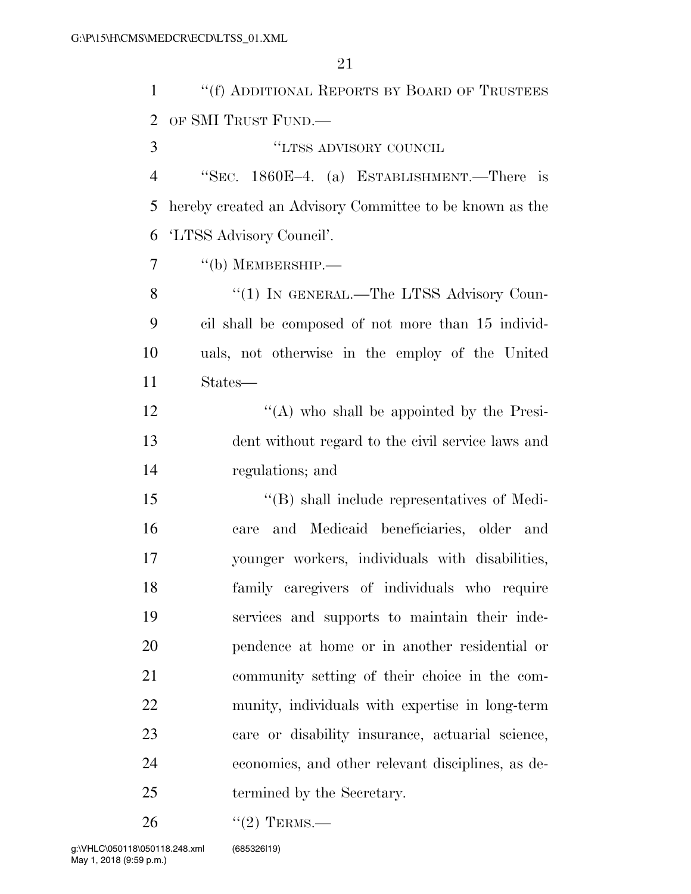"(f) ADDITIONAL REPORTS BY BOARD OF TRUSTEES OF SMI TRUST FUND.—

"LTSS ADVISORY COUNCIL

"SEC. 1860E–4. (a) ESTABLISHMENT.—There is hereby created an Advisory Committee to be known as the 'LTSS Advisory Council'.

"(b) MEMBERSHIP.—

"(1) IN GENERAL.—The LTSS Advisory Council shall be composed of not more than 15 individuals, not otherwise in the employ of the United States—

"(A) who shall be appointed by the President without regard to the civil service laws and regulations; and

"(B) shall include representatives of Medicare and Medicaid beneficiaries, older and younger workers, individuals with disabilities, family caregivers of individuals who require services and supports to maintain their independence at home or in another residential or community setting of their choice in the community, individuals with expertise in long-term care or disability insurance, actuarial science, economics, and other relevant disciplines, as determined by the Secretary.

"(2) TERMS.—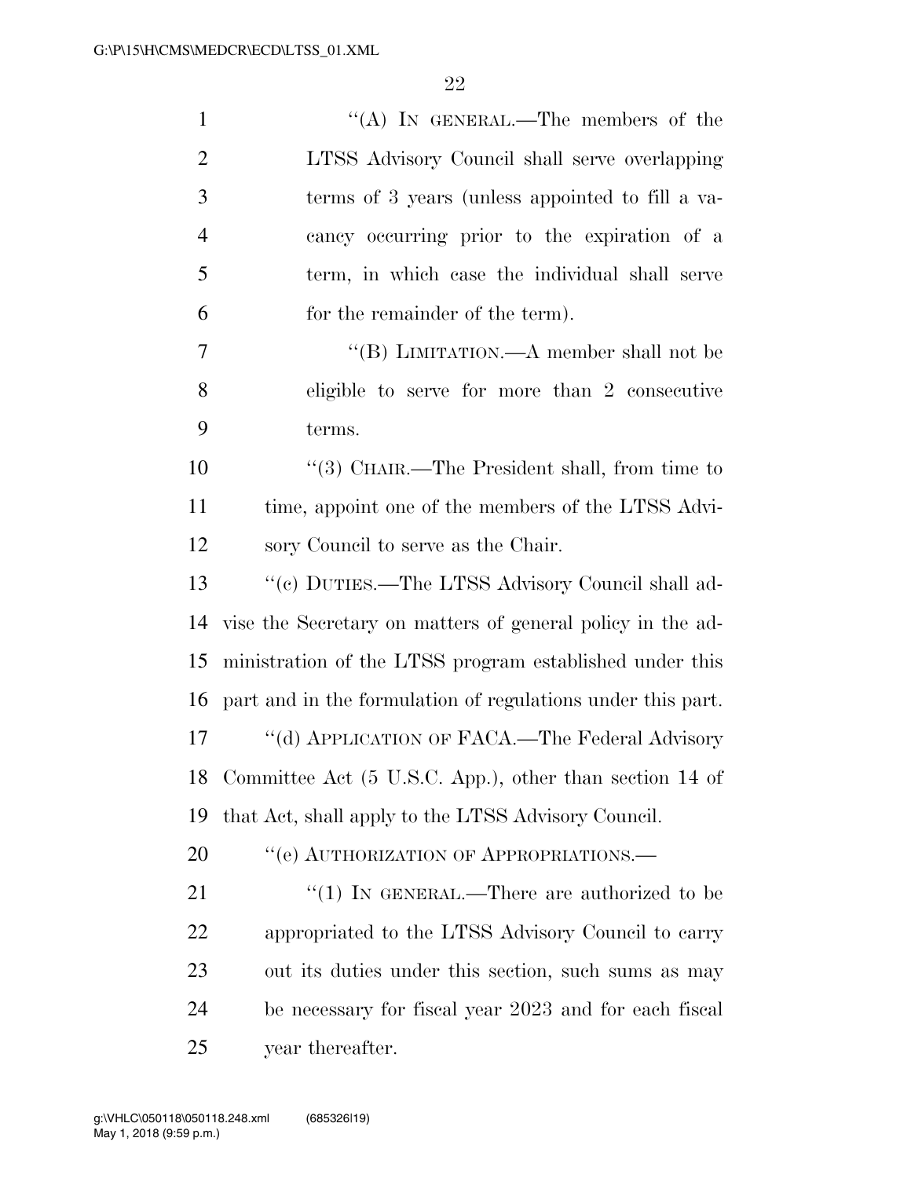''(A) IN GENERAL.—The members of the LTSS Advisory Council shall serve overlapping terms of 3 years (unless appointed to fill a vacancy occurring prior to the expiration of a term, in which case the individual shall serve for the remainder of the term).

''(B) LIMITATION.—A member shall not be eligible to serve for more than 2 consecutive terms.

''(3) CHAIR.—The President shall, from time to time, appoint one of the members of the LTSS Advisory Council to serve as the Chair.

''(c) DUTIES.—The LTSS Advisory Council shall advise the Secretary on matters of general policy in the administration of the LTSS program established under this part and in the formulation of regulations under this part.

''(d) APPLICATION OF FACA.—The Federal Advisory Committee Act (5 U.S.C. App.), other than section 14 of that Act, shall apply to the LTSS Advisory Council.

''(e) AUTHORIZATION OF APPROPRIATIONS.—

''(1) IN GENERAL.—There are authorized to be appropriated to the LTSS Advisory Council to carry out its duties under this section, such sums as may be necessary for fiscal year 2023 and for each fiscal year thereafter.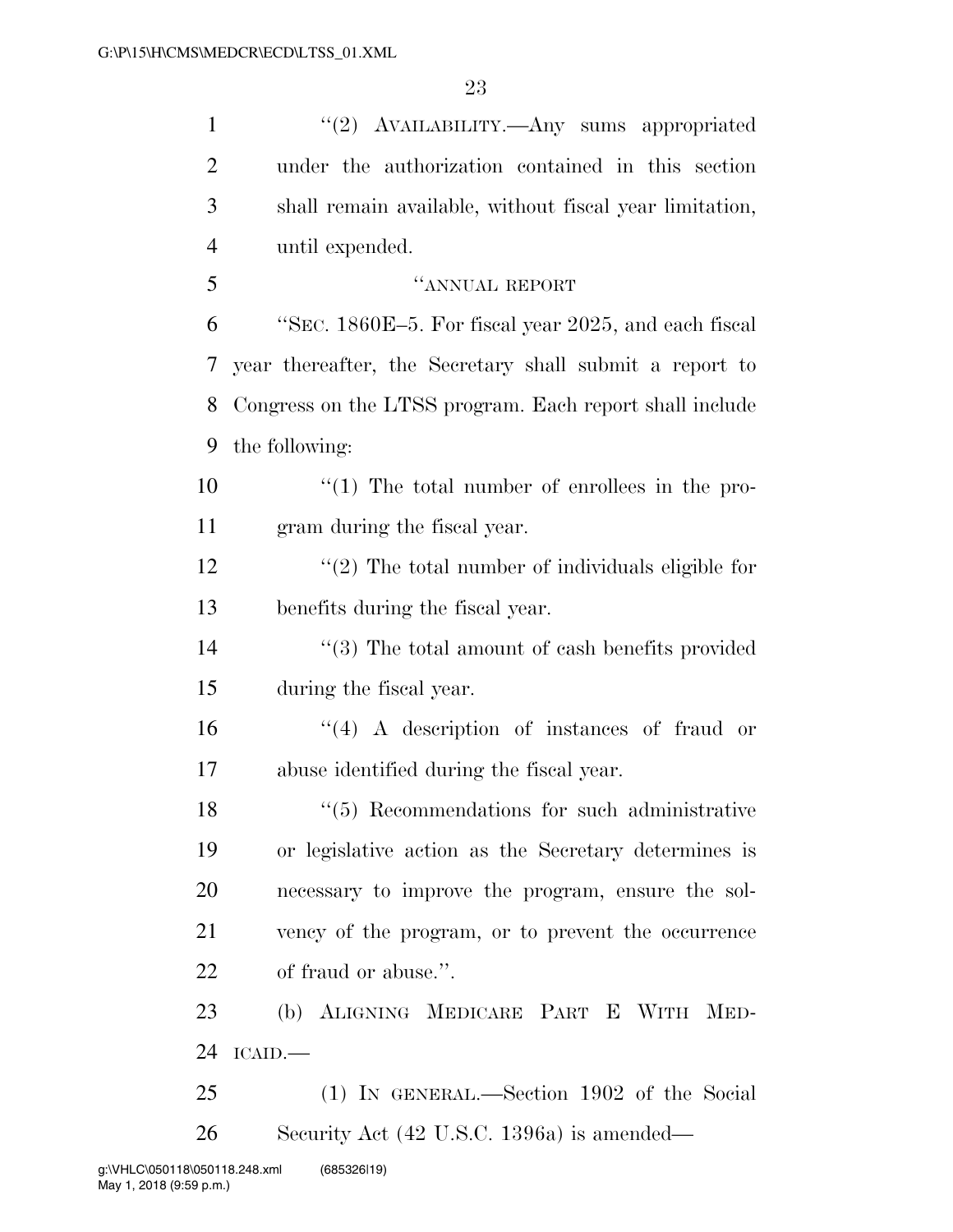"(2) AVAILABILITY.—Any sums appropriated under the authorization contained in this section shall remain available, without fiscal year limitation, until expended.

"ANNUAL REPORT

"SEC. 1860E–5. For fiscal year 2025, and each fiscal year thereafter, the Secretary shall submit a report to Congress on the LTSS program. Each report shall include the following:

"(1) The total number of enrollees in the program during the fiscal year.

"(2) The total number of individuals eligible for benefits during the fiscal year.

"(3) The total amount of cash benefits provided during the fiscal year.

"(4) A description of instances of fraud or abuse identified during the fiscal year.

"(5) Recommendations for such administrative or legislative action as the Secretary determines is necessary to improve the program, ensure the solvency of the program, or to prevent the occurrence of fraud or abuse.".

(b) ALIGNING MEDICARE PART E WITH MEDICAID.—

(1) IN GENERAL.—Section 1902 of the Social Security Act (42 U.S.C. 1396a) is amended—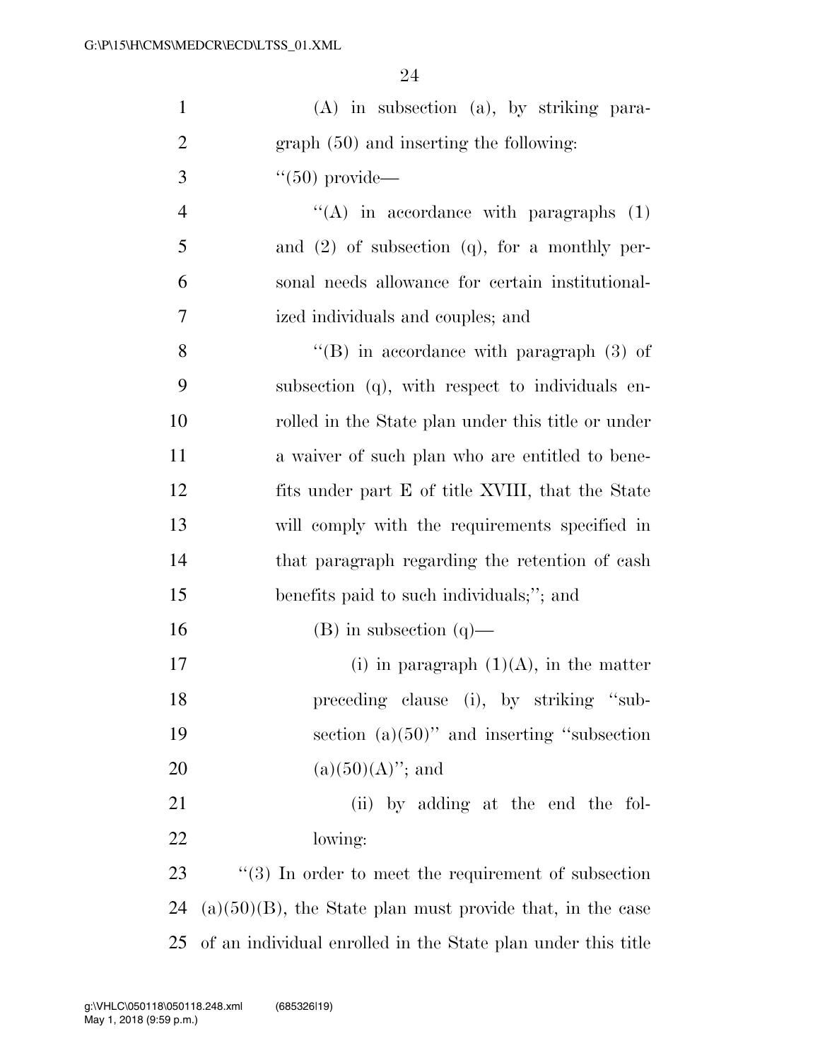(A) in subsection (a), by striking paragraph (50) and inserting the following:

"(50) provide—

"(A) in accordance with paragraphs (1) and (2) of subsection (q), for a monthly personal needs allowance for certain institutionalized individuals and couples; and

"(B) in accordance with paragraph (3) of subsection (q), with respect to individuals enrolled in the State plan under this title or under a waiver of such plan who are entitled to benefits under part E of title XVIII, that the State will comply with the requirements specified in that paragraph regarding the retention of cash benefits paid to such individuals;"; and

(B) in subsection (q)—

(i) in paragraph (1)(A), in the matter preceding clause (i), by striking "subsection (a)(50)" and inserting "subsection (a)(50)(A)"; and

(ii) by adding at the end the following:

"(3) In order to meet the requirement of subsection (a)(50)(B), the State plan must provide that, in the case of an individual enrolled in the State plan under this title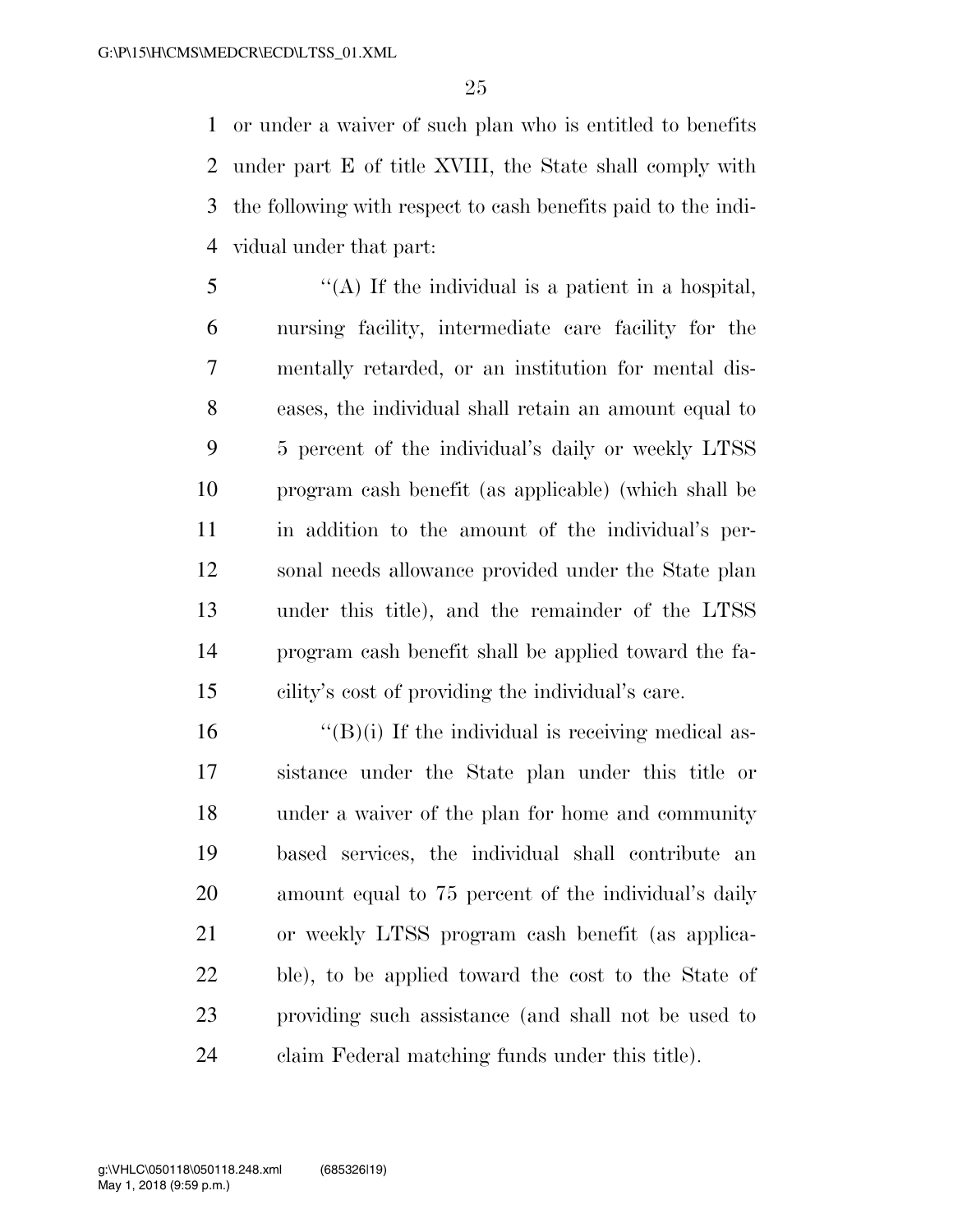or under a waiver of such plan who is entitled to benefits under part E of title XVIII, the State shall comply with the following with respect to cash benefits paid to the individual under that part:

"(A) If the individual is a patient in a hospital, nursing facility, intermediate care facility for the mentally retarded, or an institution for mental diseases, the individual shall retain an amount equal to 5 percent of the individual's daily or weekly LTSS program cash benefit (as applicable) (which shall be in addition to the amount of the individual's personal needs allowance provided under the State plan under this title), and the remainder of the LTSS program cash benefit shall be applied toward the facility's cost of providing the individual's care.

"(B)(i) If the individual is receiving medical assistance under the State plan under this title or under a waiver of the plan for home and community based services, the individual shall contribute an amount equal to 75 percent of the individual's daily or weekly LTSS program cash benefit (as applicable), to be applied toward the cost to the State of providing such assistance (and shall not be used to claim Federal matching funds under this title).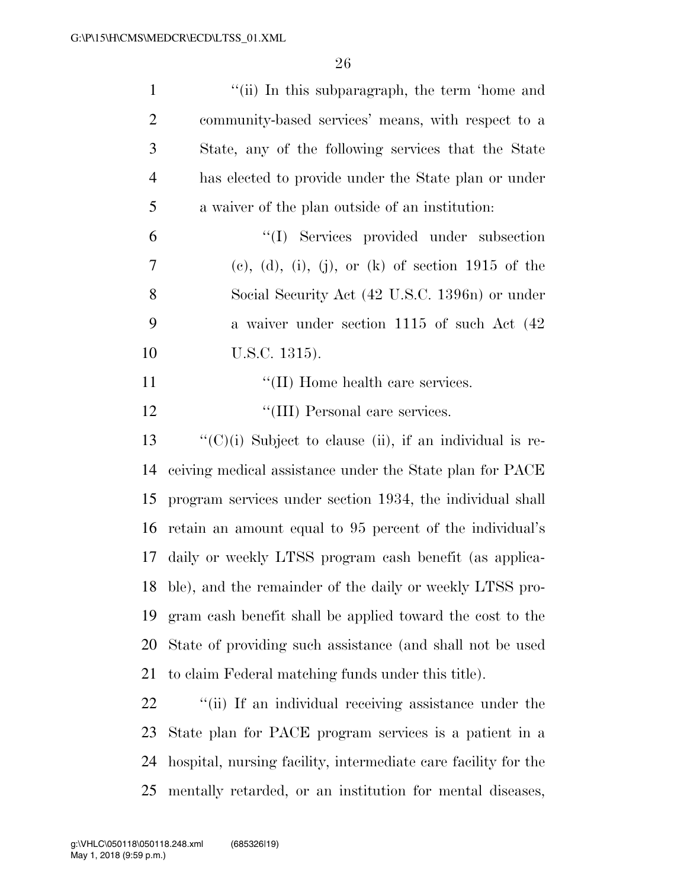''(ii) In this subparagraph, the term 'home and community-based services' means, with respect to a State, any of the following services that the State has elected to provide under the State plan or under a waiver of the plan outside of an institution:

''(I) Services provided under subsection (c), (d), (i), (j), or (k) of section 1915 of the Social Security Act (42 U.S.C. 1396n) or under a waiver under section 1115 of such Act (42 U.S.C. 1315).

''(II) Home health care services.

''(III) Personal care services.

''(C)(i) Subject to clause (ii), if an individual is receiving medical assistance under the State plan for PACE program services under section 1934, the individual shall retain an amount equal to 95 percent of the individual's daily or weekly LTSS program cash benefit (as applicable), and the remainder of the daily or weekly LTSS program cash benefit shall be applied toward the cost to the State of providing such assistance (and shall not be used to claim Federal matching funds under this title).

''(ii) If an individual receiving assistance under the State plan for PACE program services is a patient in a hospital, nursing facility, intermediate care facility for the mentally retarded, or an institution for mental diseases,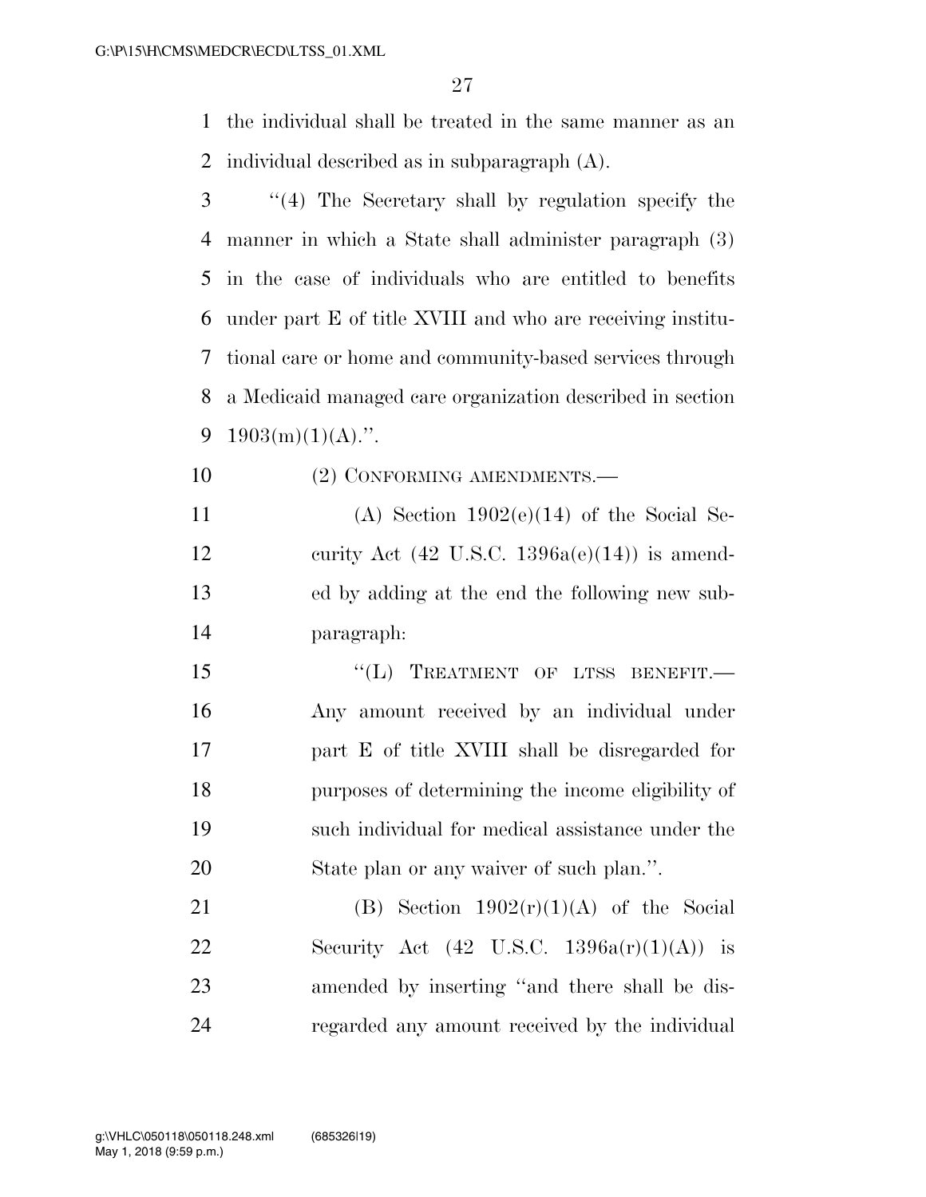the individual shall be treated in the same manner as an individual described as in subparagraph (A).

"(4) The Secretary shall by regulation specify the manner in which a State shall administer paragraph (3) in the case of individuals who are entitled to benefits under part E of title XVIII and who are receiving institutional care or home and community-based services through a Medicaid managed care organization described in section 1903(m)(1)(A).".

(2) CONFORMING AMENDMENTS.—

(A) Section 1902(e)(14) of the Social Security Act (42 U.S.C. 1396a(e)(14)) is amended by adding at the end the following new subparagraph:

"(L) TREATMENT OF LTSS BENEFIT.—Any amount received by an individual under part E of title XVIII shall be disregarded for purposes of determining the income eligibility of such individual for medical assistance under the State plan or any waiver of such plan.".

(B) Section 1902(r)(1)(A) of the Social Security Act (42 U.S.C. 1396a(r)(1)(A)) is amended by inserting "and there shall be disregarded any amount received by the individual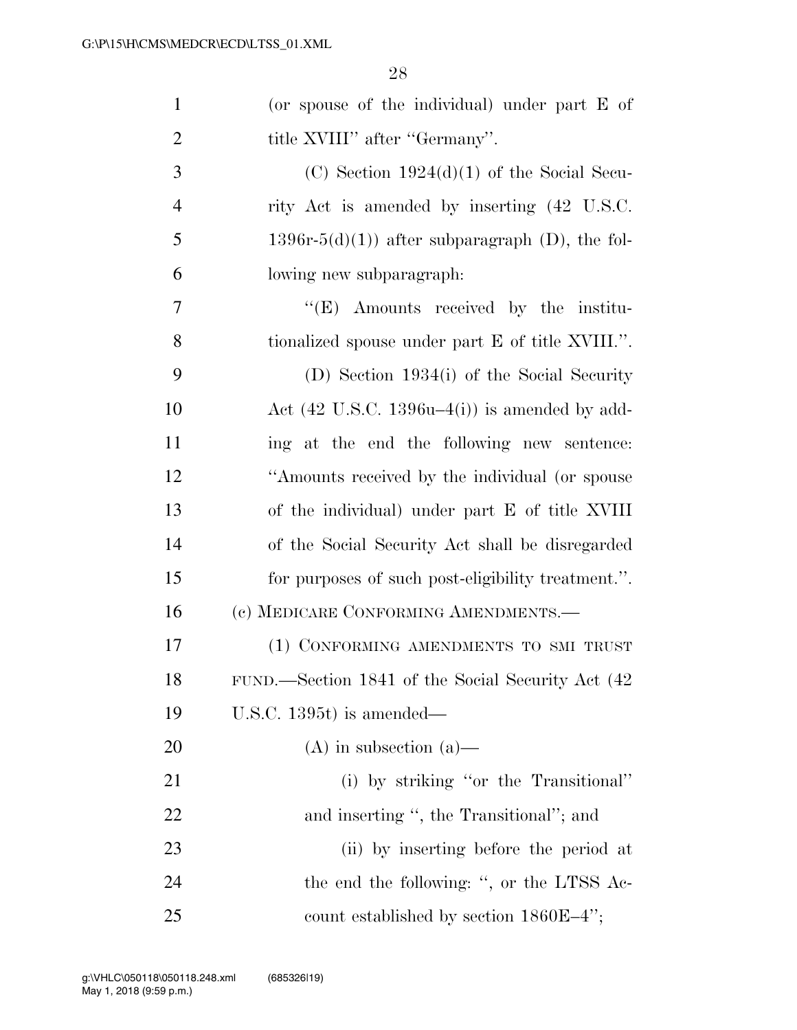(or spouse of the individual) under part E of title XVIII'' after ''Germany''.

(C) Section 1924(d)(1) of the Social Security Act is amended by inserting (42 U.S.C. 1396r-5(d)(1)) after subparagraph (D), the following new subparagraph:

''(E) Amounts received by the institutionalized spouse under part E of title XVIII.''.

(D) Section 1934(i) of the Social Security Act (42 U.S.C. 1396u–4(i)) is amended by adding at the end the following new sentence: ''Amounts received by the individual (or spouse of the individual) under part E of title XVIII of the Social Security Act shall be disregarded for purposes of such post-eligibility treatment.''.

(c) MEDICARE CONFORMING AMENDMENTS.—

(1) CONFORMING AMENDMENTS TO SMI TRUST FUND.—Section 1841 of the Social Security Act (42 U.S.C. 1395t) is amended—

(A) in subsection (a)—

(i) by striking ''or the Transitional'' and inserting '', the Transitional''; and

(ii) by inserting before the period at the end the following: '', or the LTSS Account established by section 1860E–4'';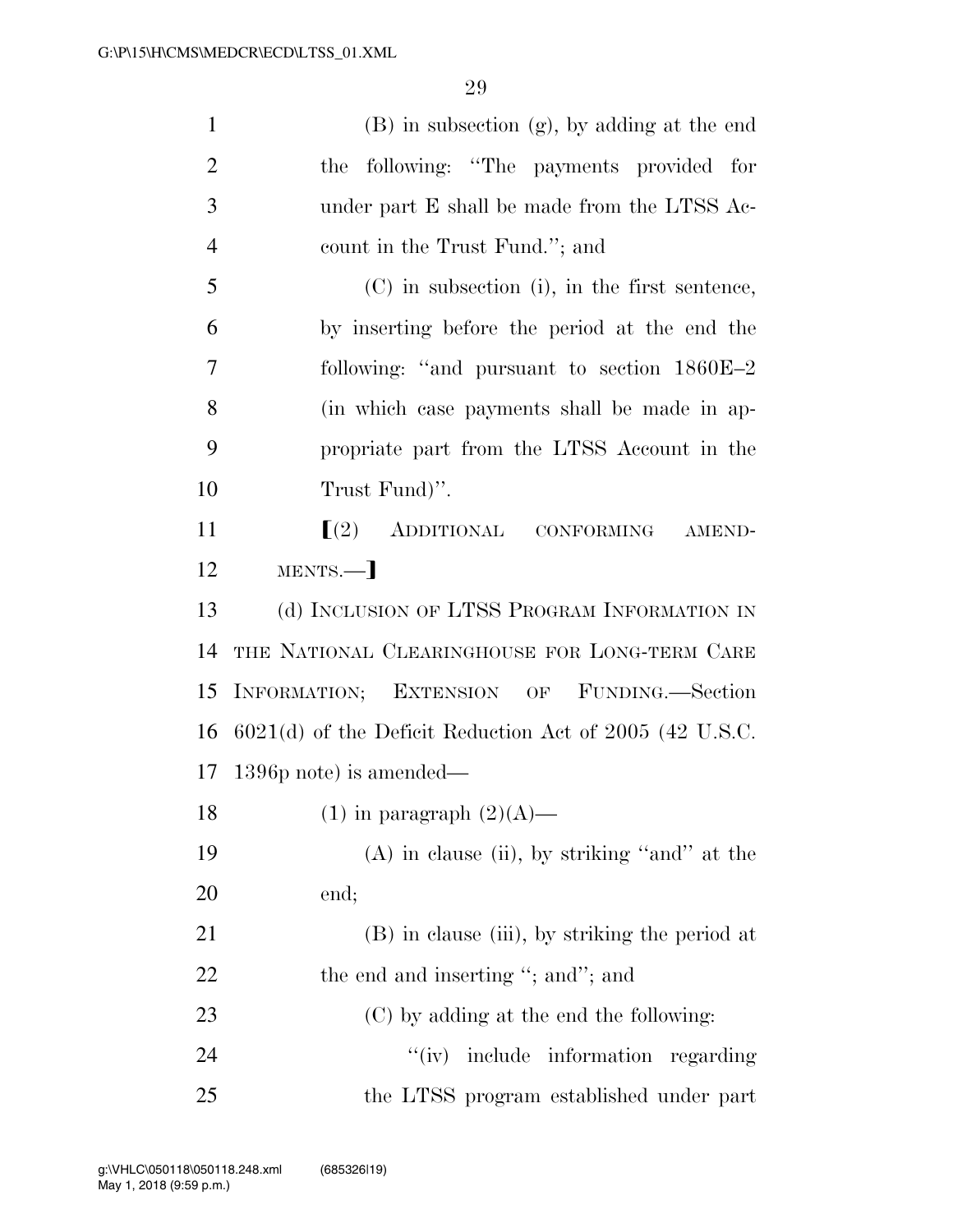(B) in subsection (g), by adding at the end the following: "The payments provided for under part E shall be made from the LTSS Account in the Trust Fund."; and

(C) in subsection (i), in the first sentence, by inserting before the period at the end the following: "and pursuant to section 1860E–2 (in which case payments shall be made in appropriate part from the LTSS Account in the Trust Fund)".

[(2) ADDITIONAL CONFORMING AMENDMENTS.—]

(d) INCLUSION OF LTSS PROGRAM INFORMATION IN THE NATIONAL CLEARINGHOUSE FOR LONG-TERM CARE INFORMATION; EXTENSION OF FUNDING.—Section 6021(d) of the Deficit Reduction Act of 2005 (42 U.S.C. 1396p note) is amended—

(1) in paragraph (2)(A)—

(A) in clause (ii), by striking "and" at the end;

(B) in clause (iii), by striking the period at the end and inserting "; and"; and

(C) by adding at the end the following:

"(iv) include information regarding the LTSS program established under part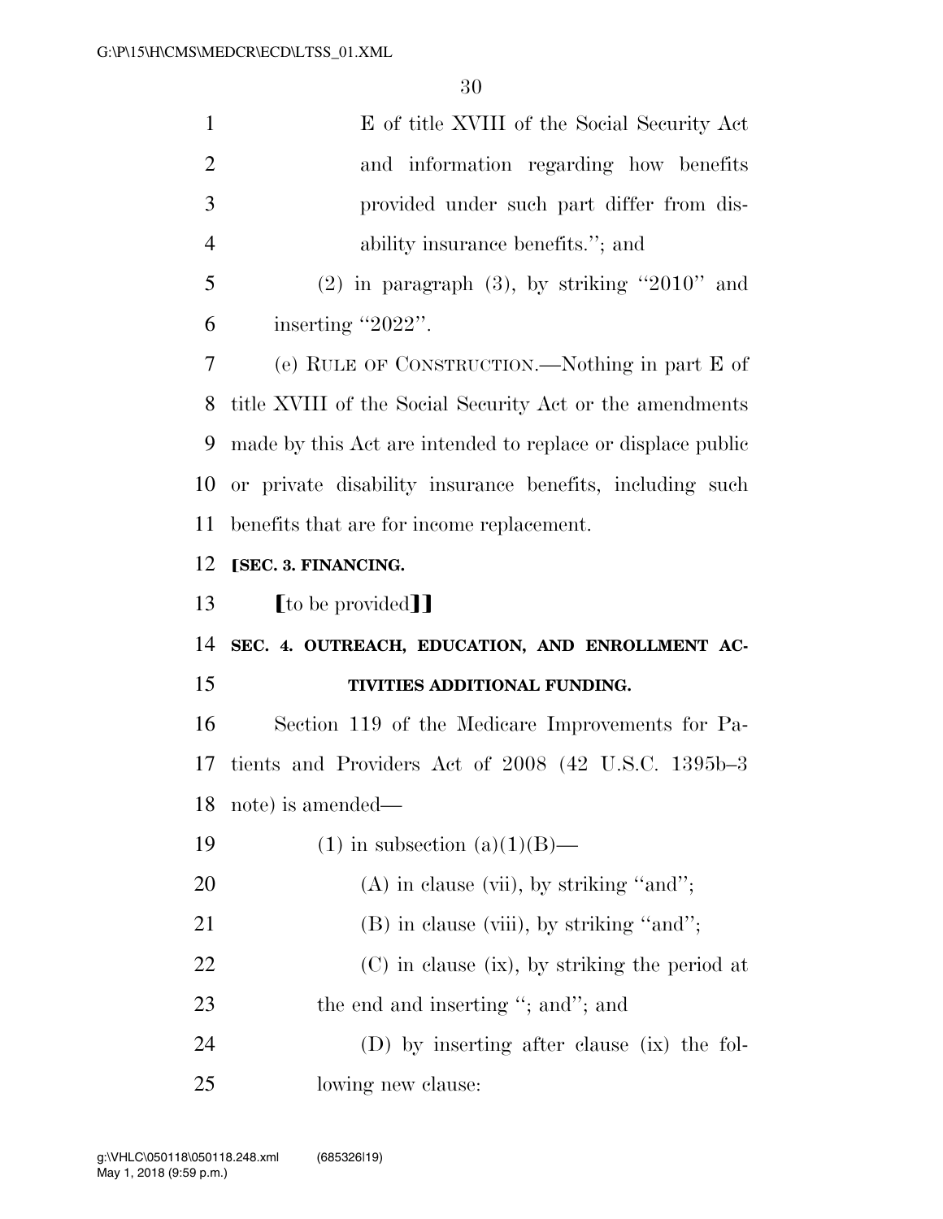E of title XVIII of the Social Security Act and information regarding how benefits provided under such part differ from disability insurance benefits.''; and

(2) in paragraph (3), by striking ''2010'' and inserting ''2022''.

(e) RULE OF CONSTRUCTION.—Nothing in part E of title XVIII of the Social Security Act or the amendments made by this Act are intended to replace or displace public or private disability insurance benefits, including such benefits that are for income replacement.

**[SEC. 3. FINANCING.**

[to be provided]]

**SEC. 4. OUTREACH, EDUCATION, AND ENROLLMENT ACTIVITIES ADDITIONAL FUNDING.**

Section 119 of the Medicare Improvements for Patients and Providers Act of 2008 (42 U.S.C. 1395b–3 note) is amended—

(1) in subsection (a)(1)(B)—

(A) in clause (vii), by striking ''and'';

(B) in clause (viii), by striking ''and'';

(C) in clause (ix), by striking the period at the end and inserting ''; and''; and

(D) by inserting after clause (ix) the following new clause: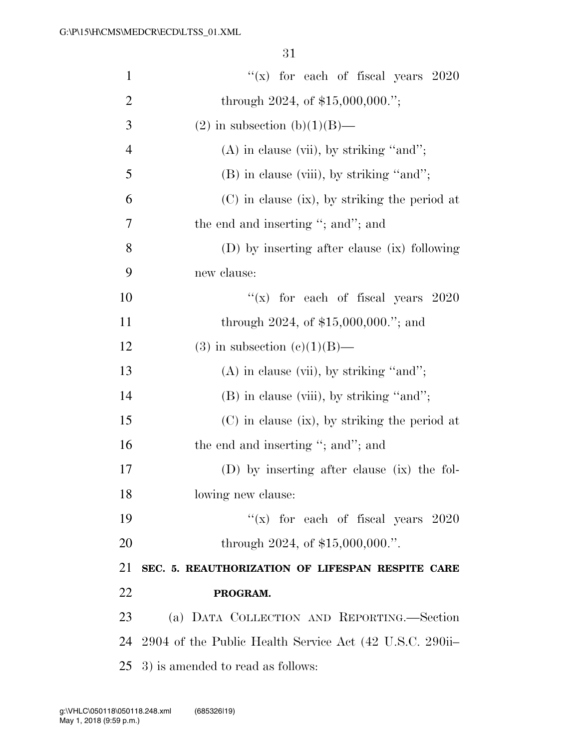"(x) for each of fiscal years 2020 through 2024, of $15,000,000.";

(2) in subsection (b)(1)(B)—

(A) in clause (vii), by striking "and";

(B) in clause (viii), by striking "and";

(C) in clause (ix), by striking the period at the end and inserting "; and"; and

(D) by inserting after clause (ix) following new clause:

"(x) for each of fiscal years 2020 through 2024, of $15,000,000."; and

(3) in subsection (c)(1)(B)—

(A) in clause (vii), by striking "and";

(B) in clause (viii), by striking "and";

(C) in clause (ix), by striking the period at the end and inserting "; and"; and

(D) by inserting after clause (ix) the following new clause:

"(x) for each of fiscal years 2020 through 2024, of $15,000,000.".

**SEC. 5. REAUTHORIZATION OF LIFESPAN RESPITE CARE PROGRAM.**

(a) DATA COLLECTION AND REPORTING.—Section 2904 of the Public Health Service Act (42 U.S.C. 290ii–3) is amended to read as follows: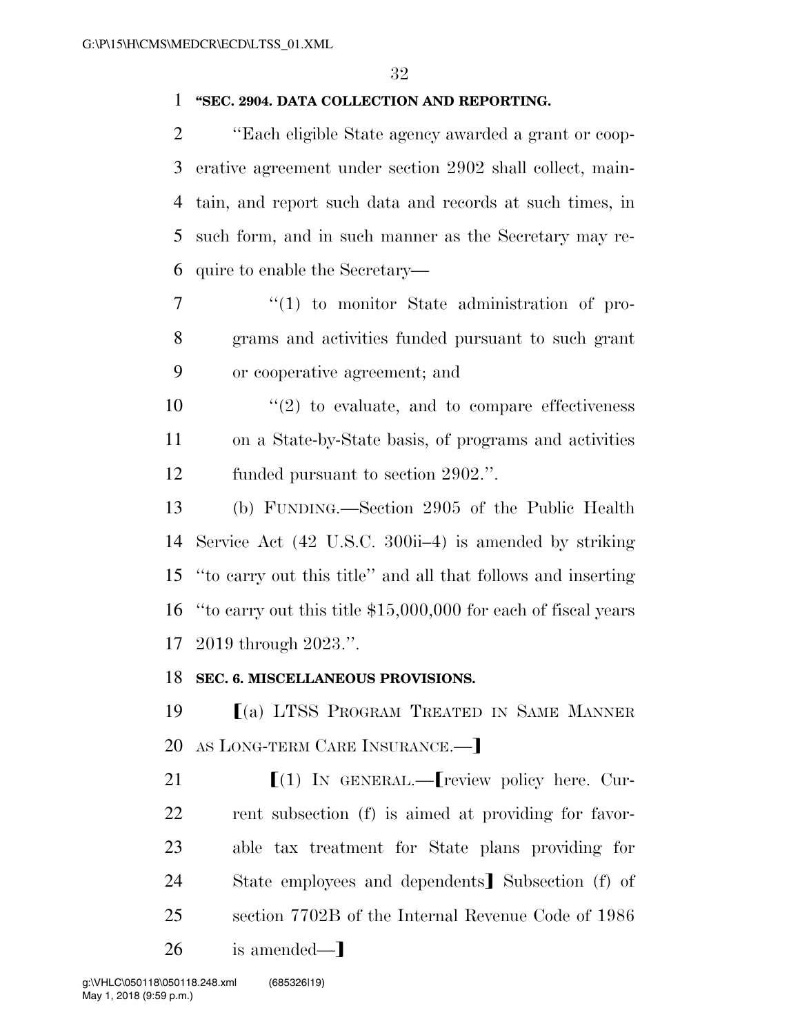**"SEC. 2904. DATA COLLECTION AND REPORTING.**

"Each eligible State agency awarded a grant or cooperative agreement under section 2902 shall collect, maintain, and report such data and records at such times, in such form, and in such manner as the Secretary may require to enable the Secretary—

"(1) to monitor State administration of programs and activities funded pursuant to such grant or cooperative agreement; and

"(2) to evaluate, and to compare effectiveness on a State-by-State basis, of programs and activities funded pursuant to section 2902.".

(b) FUNDING.—Section 2905 of the Public Health Service Act (42 U.S.C. 300ii–4) is amended by striking "to carry out this title" and all that follows and inserting "to carry out this title $15,000,000 for each of fiscal years 2019 through 2023.".

**SEC. 6. MISCELLANEOUS PROVISIONS.**

【(a) LTSS PROGRAM TREATED IN SAME MANNER AS LONG-TERM CARE INSURANCE.—】

【(1) IN GENERAL.—【review policy here. Current subsection (f) is aimed at providing for favorable tax treatment for State plans providing for State employees and dependents】 Subsection (f) of section 7702B of the Internal Revenue Code of 1986 is amended—】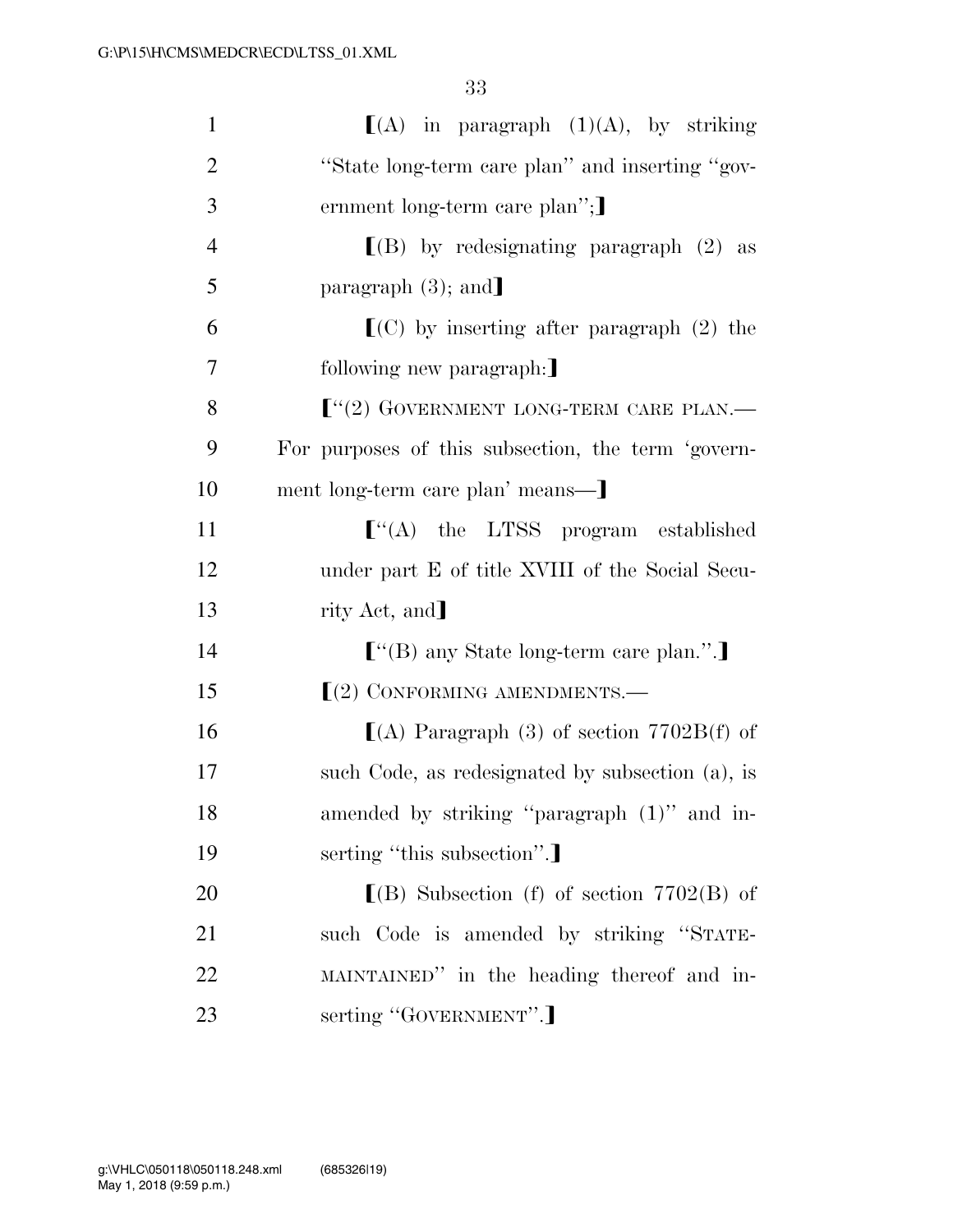⟦(A) in paragraph (1)(A), by striking "State long-term care plan" and inserting "government long-term care plan";⟧

⟦(B) by redesignating paragraph (2) as paragraph (3); and⟧

⟦(C) by inserting after paragraph (2) the following new paragraph:⟧

⟦"(2) GOVERNMENT LONG-TERM CARE PLAN.—For purposes of this subsection, the term 'government long-term care plan' means—⟧

⟦"(A) the LTSS program established under part E of title XVIII of the Social Security Act, and⟧

⟦"(B) any State long-term care plan.".⟧

⟦(2) CONFORMING AMENDMENTS.—

⟦(A) Paragraph (3) of section 7702B(f) of such Code, as redesignated by subsection (a), is amended by striking "paragraph (1)" and inserting "this subsection".⟧

⟦(B) Subsection (f) of section 7702(B) of such Code is amended by striking "STATE-MAINTAINED" in the heading thereof and inserting "GOVERNMENT".⟧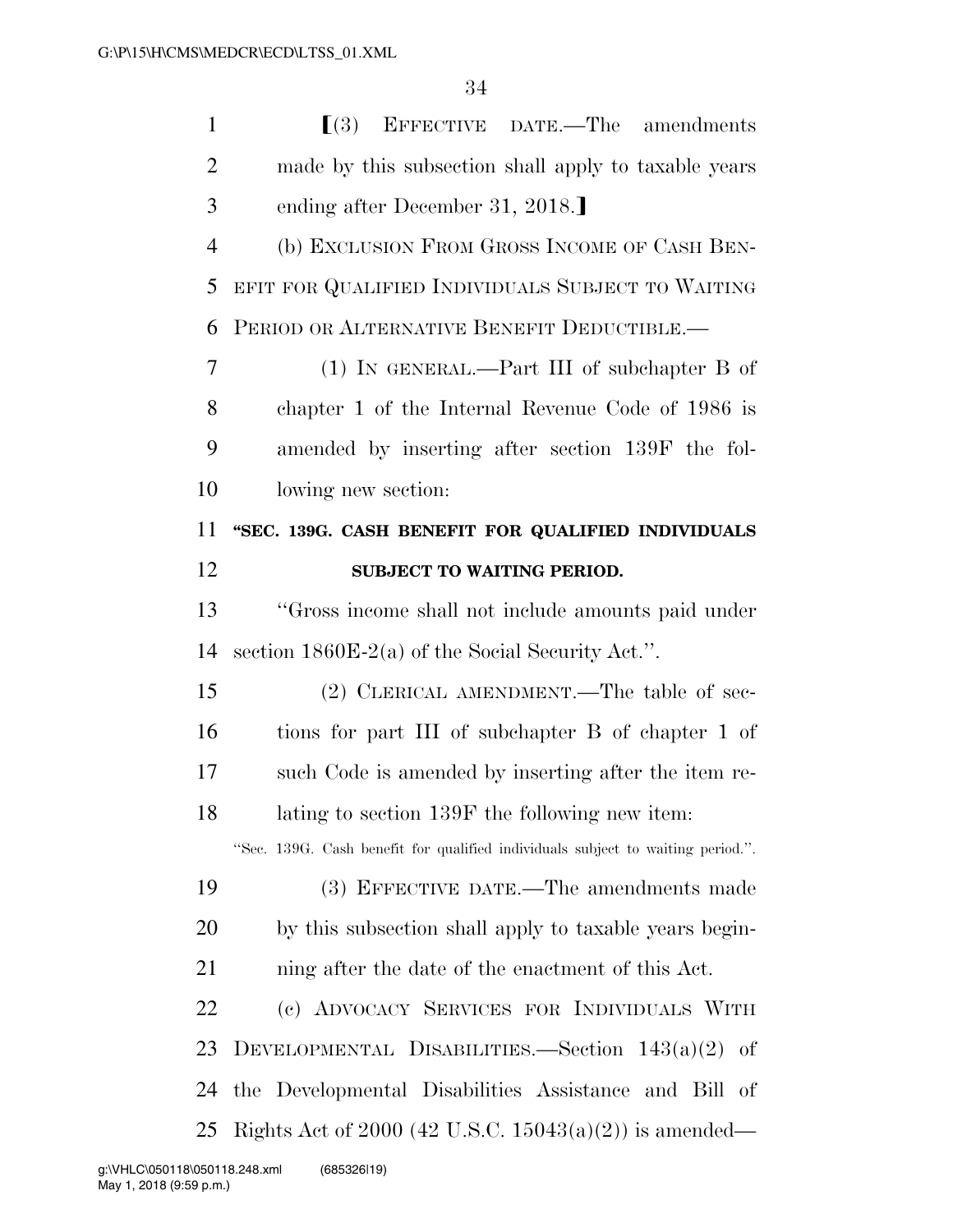⟦(3) EFFECTIVE DATE.—The amendments made by this subsection shall apply to taxable years ending after December 31, 2018.⟧

(b) EXCLUSION FROM GROSS INCOME OF CASH BENEFIT FOR QUALIFIED INDIVIDUALS SUBJECT TO WAITING PERIOD OR ALTERNATIVE BENEFIT DEDUCTIBLE.—

(1) IN GENERAL.—Part III of subchapter B of chapter 1 of the Internal Revenue Code of 1986 is amended by inserting after section 139F the following new section:

**"SEC. 139G. CASH BENEFIT FOR QUALIFIED INDIVIDUALS SUBJECT TO WAITING PERIOD.**

"Gross income shall not include amounts paid under section 1860E-2(a) of the Social Security Act.".

(2) CLERICAL AMENDMENT.—The table of sections for part III of subchapter B of chapter 1 of such Code is amended by inserting after the item relating to section 139F the following new item:

"Sec. 139G. Cash benefit for qualified individuals subject to waiting period.".

(3) EFFECTIVE DATE.—The amendments made by this subsection shall apply to taxable years beginning after the date of the enactment of this Act.

(c) ADVOCACY SERVICES FOR INDIVIDUALS WITH DEVELOPMENTAL DISABILITIES.—Section 143(a)(2) of the Developmental Disabilities Assistance and Bill of Rights Act of 2000 (42 U.S.C. 15043(a)(2)) is amended—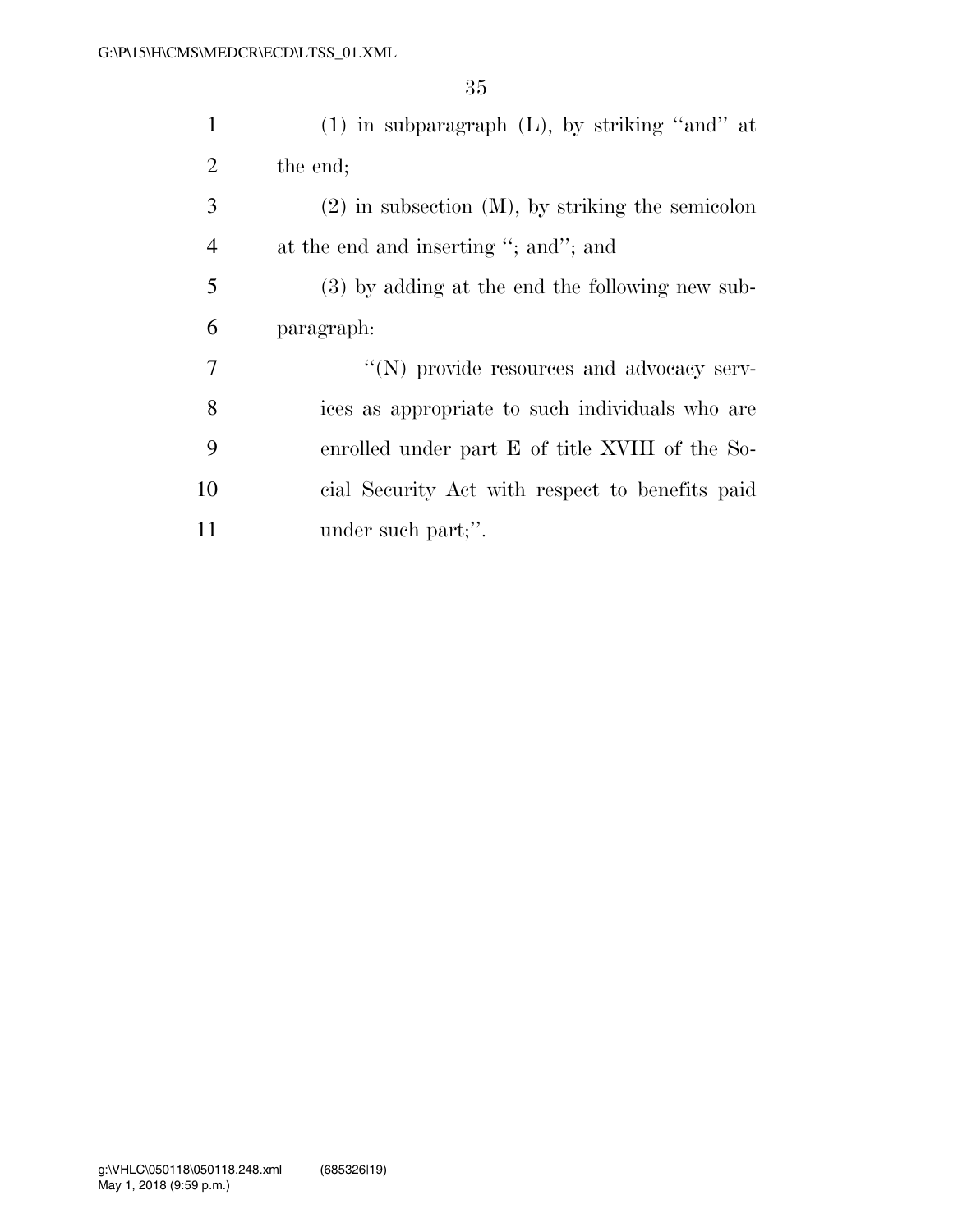(1) in subparagraph (L), by striking ''and'' at the end;

(2) in subsection (M), by striking the semicolon at the end and inserting ''; and''; and

(3) by adding at the end the following new subparagraph:

''(N) provide resources and advocacy services as appropriate to such individuals who are enrolled under part E of title XVIII of the Social Security Act with respect to benefits paid under such part;''.